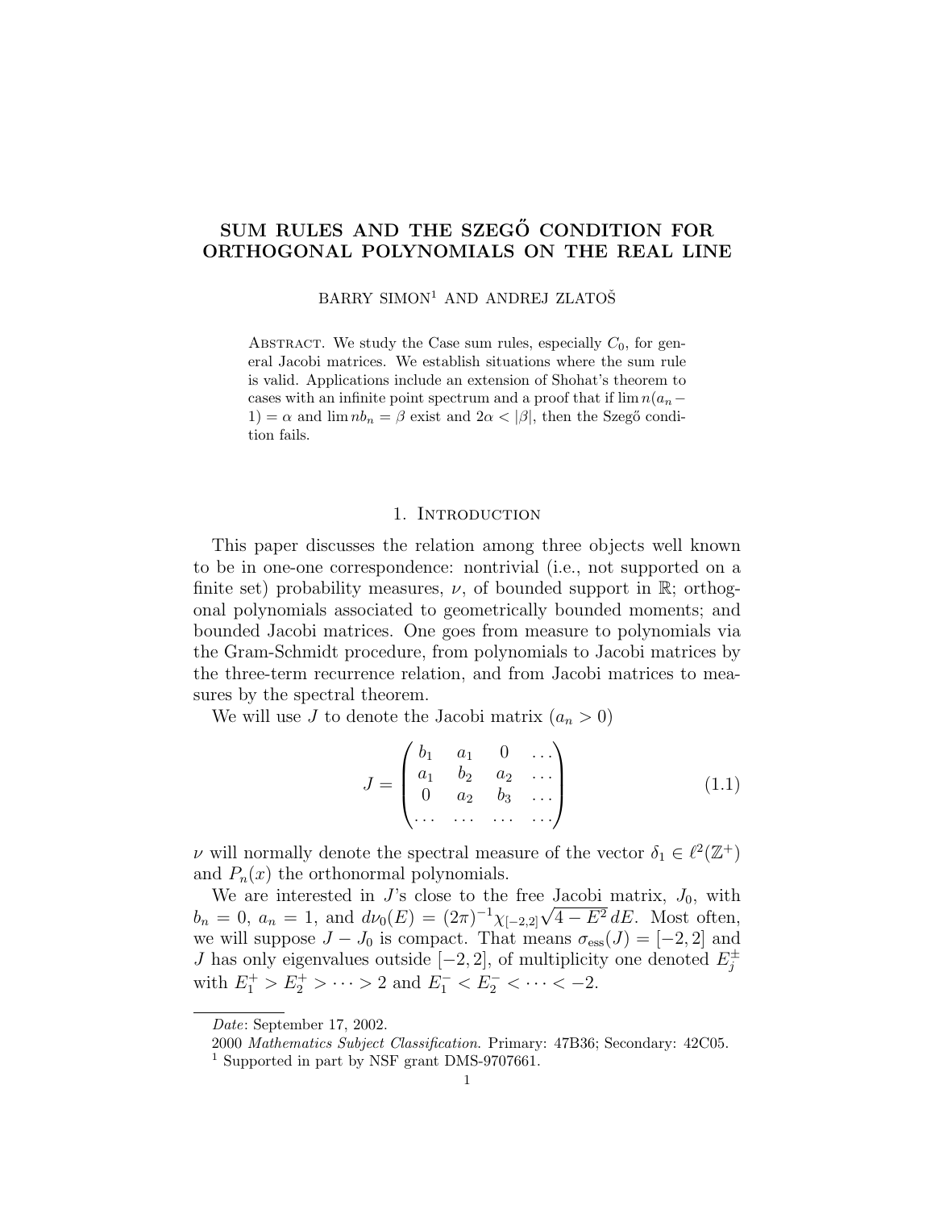# SUM RULES AND THE SZEGŐ CONDITION FOR ORTHOGONAL POLYNOMIALS ON THE REAL LINE

BARRY SIMON[1] AND ANDREJ ZLATOŠ

Abstract. We study the Case sum rules, especially $C_0$, for general Jacobi matrices. We establish situations where the sum rule is valid. Applications include an extension of Shohat's theorem to cases with an infinite point spectrum and a proof that if $\lim n(a_n - 1) = \alpha$ and $\lim nb_n = \beta$ exist and $2\alpha < |\beta|$, then the Szegő condition fails.

## 1. Introduction

This paper discusses the relation among three objects well known to be in one-one correspondence: nontrivial (i.e., not supported on a finite set) probability measures, $\nu$, of bounded support in $\mathbb{R}$; orthogonal polynomials associated to geometrically bounded moments; and bounded Jacobi matrices. One goes from measure to polynomials via the Gram-Schmidt procedure, from polynomials to Jacobi matrices by the three-term recurrence relation, and from Jacobi matrices to measures by the spectral theorem.

We will use $J$ to denote the Jacobi matrix ($a_n > 0$)

$$J = \begin{pmatrix} b_1 & a_1 & 0 & \dots \\ a_1 & b_2 & a_2 & \dots \\ 0 & a_2 & b_3 & \dots \\ \dots & \dots & \dots & \dots \end{pmatrix} \tag{1.1}$$

$\nu$ will normally denote the spectral measure of the vector $\delta_1 \in \ell^2(\mathbb{Z}^+)$ and $P_n(x)$ the orthonormal polynomials.

We are interested in $J$'s close to the free Jacobi matrix, $J_0$, with $b_n = 0$, $a_n = 1$, and $d\nu_0(E) = (2\pi)^{-1}\chi_{[-2,2]}\sqrt{4-E^2}\,dE$. Most often, we will suppose $J - J_0$ is compact. That means $\sigma_{\text{ess}}(J) = [-2, 2]$ and $J$ has only eigenvalues outside $[-2, 2]$, of multiplicity one denoted $E_j^\pm$ with $E_1^+ > E_2^+ > \dots > 2$ and $E_1^- < E_2^- < \dots < -2$.

---

*Date*: September 17, 2002.

2000 *Mathematics Subject Classification*. Primary: 47B36; Secondary: 42C05.

[1] Supported in part by NSF grant DMS-9707661.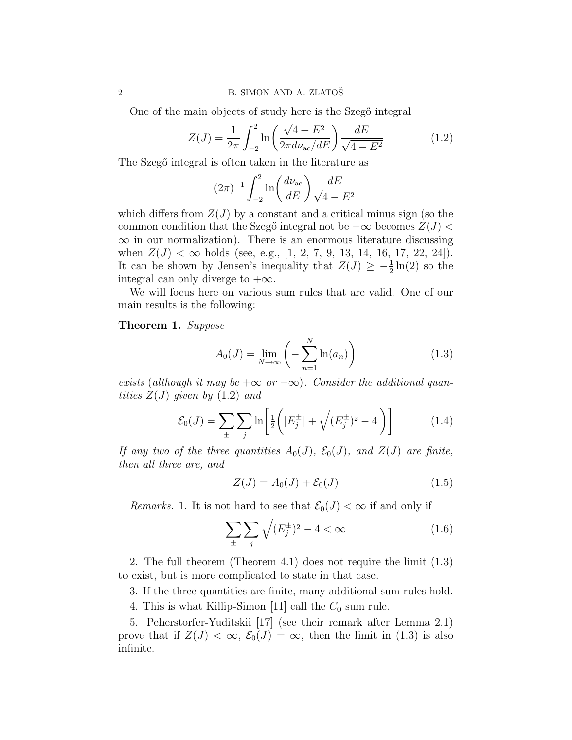One of the main objects of study here is the Szegő integral

$$Z(J) = \frac{1}{2\pi} \int_{-2}^{2} \ln\biggl( \frac{\sqrt{4-E^2}}{2\pi d\nu_{\text{ac}}/dE} \biggr) \frac{dE}{\sqrt{4-E^2}} \tag{1.2}$$

The Szegő integral is often taken in the literature as

$$(2\pi)^{-1} \int_{-2}^{2} \ln\biggl( \frac{d\nu_{\text{ac}}}{dE} \biggr) \frac{dE}{\sqrt{4-E^2}}$$

which differs from $Z(J)$ by a constant and a critical minus sign (so the common condition that the Szegő integral not be $-\infty$ becomes $Z(J) < \infty$ in our normalization). There is an enormous literature discussing when $Z(J) < \infty$ holds (see, e.g., [1, 2, 7, 9, 13, 14, 16, 17, 22, 24]). It can be shown by Jensen's inequality that $Z(J) \geq -\frac{1}{2}\ln(2)$ so the integral can only diverge to $+\infty$.

We will focus here on various sum rules that are valid. One of our main results is the following:

**Theorem 1.** *Suppose*

$$A_0(J) = \lim_{N\to\infty} \biggl( -\sum_{n=1}^{N} \ln(a_n) \biggr) \tag{1.3}$$

*exists (although it may be $+\infty$ or $-\infty$). Consider the additional quantities $Z(J)$ given by* (1.2) *and*

$$\mathcal{E}_0(J) = \sum_{\pm} \sum_{j} \ln\biggl[ \tfrac{1}{2} \biggl( |E_j^{\pm}| + \sqrt{(E_j^{\pm})^2 - 4} \biggr) \biggr] \tag{1.4}$$

*If any two of the three quantities $A_0(J)$, $\mathcal{E}_0(J)$, and $Z(J)$ are finite, then all three are, and*

$$Z(J) = A_0(J) + \mathcal{E}_0(J) \tag{1.5}$$

*Remarks.* 1. It is not hard to see that $\mathcal{E}_0(J) < \infty$ if and only if

$$\sum_{\pm} \sum_{j} \sqrt{(E_j^{\pm})^2 - 4} < \infty \tag{1.6}$$

2. The full theorem (Theorem 4.1) does not require the limit (1.3) to exist, but is more complicated to state in that case.

3. If the three quantities are finite, many additional sum rules hold.

4. This is what Killip-Simon [11] call the $C_0$ sum rule.

5. Peherstorfer-Yuditskii [17] (see their remark after Lemma 2.1) prove that if $Z(J) < \infty$, $\mathcal{E}_0(J) = \infty$, then the limit in (1.3) is also infinite.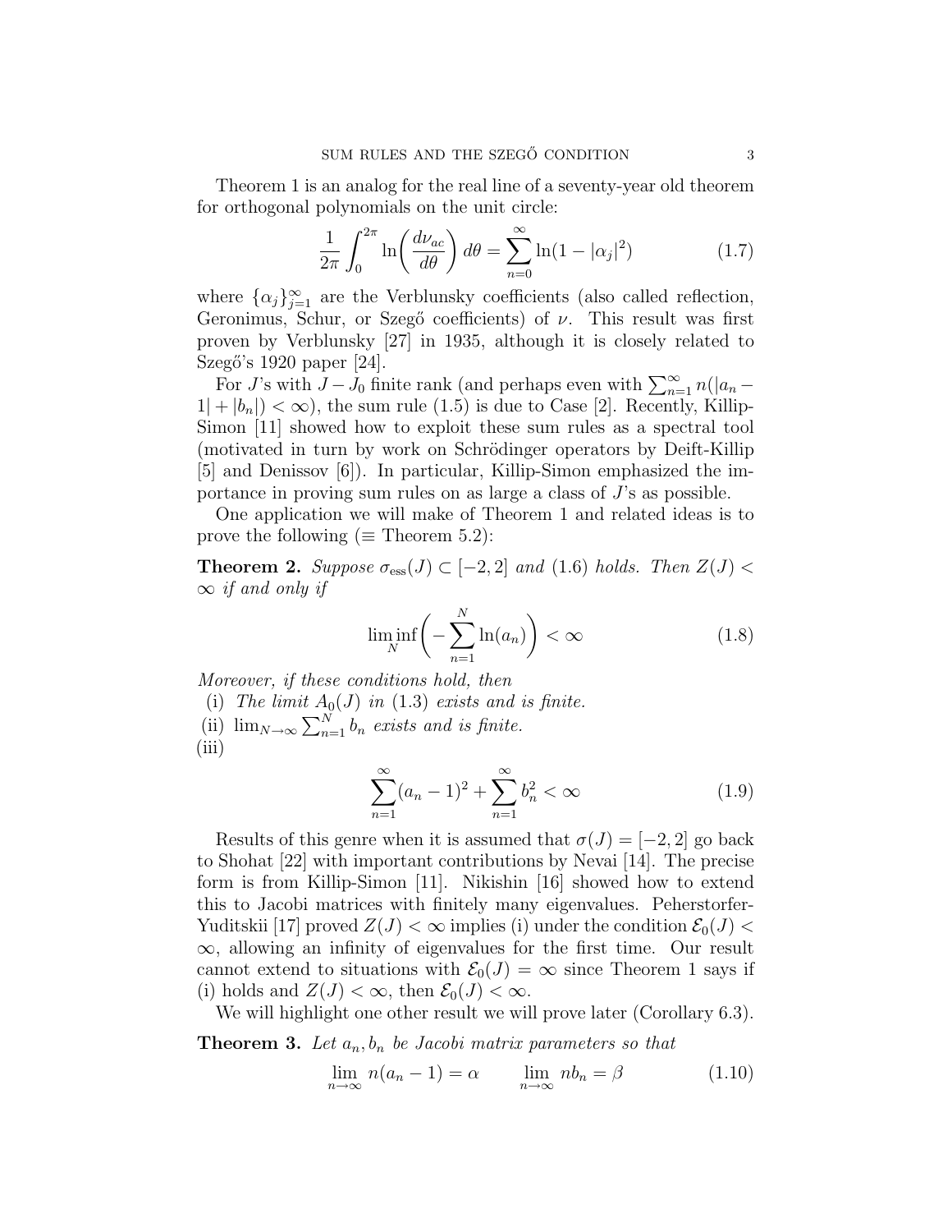Theorem 1 is an analog for the real line of a seventy-year old theorem for orthogonal polynomials on the unit circle:

$$\frac{1}{2\pi}\int_0^{2\pi} \ln\biggl(\frac{d\nu_{ac}}{d\theta}\biggr)\, d\theta = \sum_{n=0}^\infty \ln(1-|\alpha_j|^2) \tag{1.7}$$

where $\{\alpha_j\}_{j=1}^\infty$ are the Verblunsky coefficients (also called reflection, Geronimus, Schur, or Szegő coefficients) of $\nu$. This result was first proven by Verblunsky [27] in 1935, although it is closely related to Szegő's 1920 paper [24].

For $J$'s with $J-J_0$ finite rank (and perhaps even with $\sum_{n=1}^\infty n(|a_n-1|+|b_n|)<\infty$), the sum rule (1.5) is due to Case [2]. Recently, Killip-Simon [11] showed how to exploit these sum rules as a spectral tool (motivated in turn by work on Schrödinger operators by Deift-Killip [5] and Denissov [6]). In particular, Killip-Simon emphasized the importance in proving sum rules on as large a class of $J$'s as possible.

One application we will make of Theorem 1 and related ideas is to prove the following ($\equiv$ Theorem 5.2):

**Theorem 2.** *Suppose $\sigma_{\text{ess}}(J)\subset[-2,2]$ and (1.6) holds. Then $Z(J)<\infty$ if and only if*

$$\liminf_N \biggl(-\sum_{n=1}^N \ln(a_n)\biggr) < \infty \tag{1.8}$$

*Moreover, if these conditions hold, then*

(i) *The limit $A_0(J)$ in (1.3) exists and is finite.*

(ii) $\lim_{N\to\infty}\sum_{n=1}^N b_n$ *exists and is finite.*

(iii)

$$\sum_{n=1}^\infty (a_n-1)^2 + \sum_{n=1}^\infty b_n^2 < \infty \tag{1.9}$$

Results of this genre when it is assumed that $\sigma(J)=[-2,2]$ go back to Shohat [22] with important contributions by Nevai [14]. The precise form is from Killip-Simon [11]. Nikishin [16] showed how to extend this to Jacobi matrices with finitely many eigenvalues. Peherstorfer-Yuditskii [17] proved $Z(J)<\infty$ implies (i) under the condition $\mathcal{E}_0(J)<\infty$, allowing an infinity of eigenvalues for the first time. Our result cannot extend to situations with $\mathcal{E}_0(J)=\infty$ since Theorem 1 says if (i) holds and $Z(J)<\infty$, then $\mathcal{E}_0(J)<\infty$.

We will highlight one other result we will prove later (Corollary 6.3).

**Theorem 3.** *Let $a_n, b_n$ be Jacobi matrix parameters so that*

$$\lim_{n\to\infty} n(a_n-1)=\alpha \qquad \lim_{n\to\infty} nb_n=\beta \tag{1.10}$$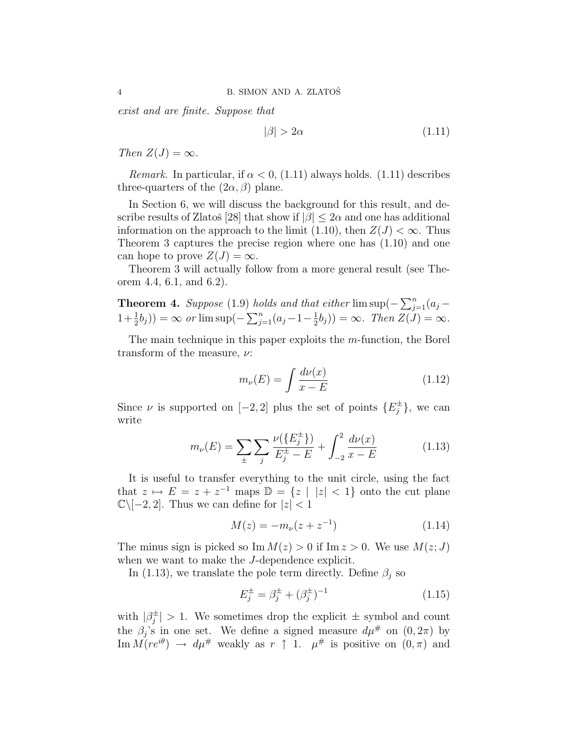*exist and are finite. Suppose that*

$$|\beta| > 2\alpha \tag{1.11}$$

*Then $Z(J) = \infty$.*

*Remark.* In particular, if $\alpha < 0$, (1.11) always holds. (1.11) describes three-quarters of the $(2\alpha, \beta)$ plane.

In Section 6, we will discuss the background for this result, and describe results of Zlatoš [28] that show if $|\beta| \leq 2\alpha$ and one has additional information on the approach to the limit (1.10), then $Z(J) < \infty$. Thus Theorem 3 captures the precise region where one has (1.10) and one can hope to prove $Z(J) = \infty$.

Theorem 3 will actually follow from a more general result (see Theorem 4.4, 6.1, and 6.2).

**Theorem 4.** *Suppose* (1.9) *holds and that either* $\limsup(-\sum_{j=1}^n (a_j - 1 + \frac{1}{2}b_j)) = \infty$ *or* $\limsup(-\sum_{j=1}^n (a_j - 1 - \frac{1}{2}b_j)) = \infty$. *Then* $Z(J) = \infty$.

The main technique in this paper exploits the $m$-function, the Borel transform of the measure, $\nu$:

$$m_\nu(E) = \int \frac{d\nu(x)}{x - E} \tag{1.12}$$

Since $\nu$ is supported on $[-2, 2]$ plus the set of points $\{E_j^\pm\}$, we can write

$$m_\nu(E) = \sum_\pm \sum_j \frac{\nu(\{E_j^\pm\})}{E_j^\pm - E} + \int_{-2}^{2} \frac{d\nu(x)}{x - E} \tag{1.13}$$

It is useful to transfer everything to the unit circle, using the fact that $z \mapsto E = z + z^{-1}$ maps $\mathbb{D} = \{z \mid |z| < 1\}$ onto the cut plane $\mathbb{C}\backslash[-2, 2]$. Thus we can define for $|z| < 1$

$$M(z) = -m_\nu(z + z^{-1}) \tag{1.14}$$

The minus sign is picked so $\operatorname{Im} M(z) > 0$ if $\operatorname{Im} z > 0$. We use $M(z; J)$ when we want to make the $J$-dependence explicit.

In (1.13), we translate the pole term directly. Define $\beta_j$ so

$$E_j^\pm = \beta_j^\pm + (\beta_j^\pm)^{-1} \tag{1.15}$$

with $|\beta_j^\pm| > 1$. We sometimes drop the explicit $\pm$ symbol and count the $\beta_j$'s in one set. We define a signed measure $d\mu^\#$ on $(0, 2\pi)$ by $\operatorname{Im} M(re^{i\theta}) \to d\mu^\#$ weakly as $r \uparrow 1$. $\mu^\#$ is positive on $(0, \pi)$ and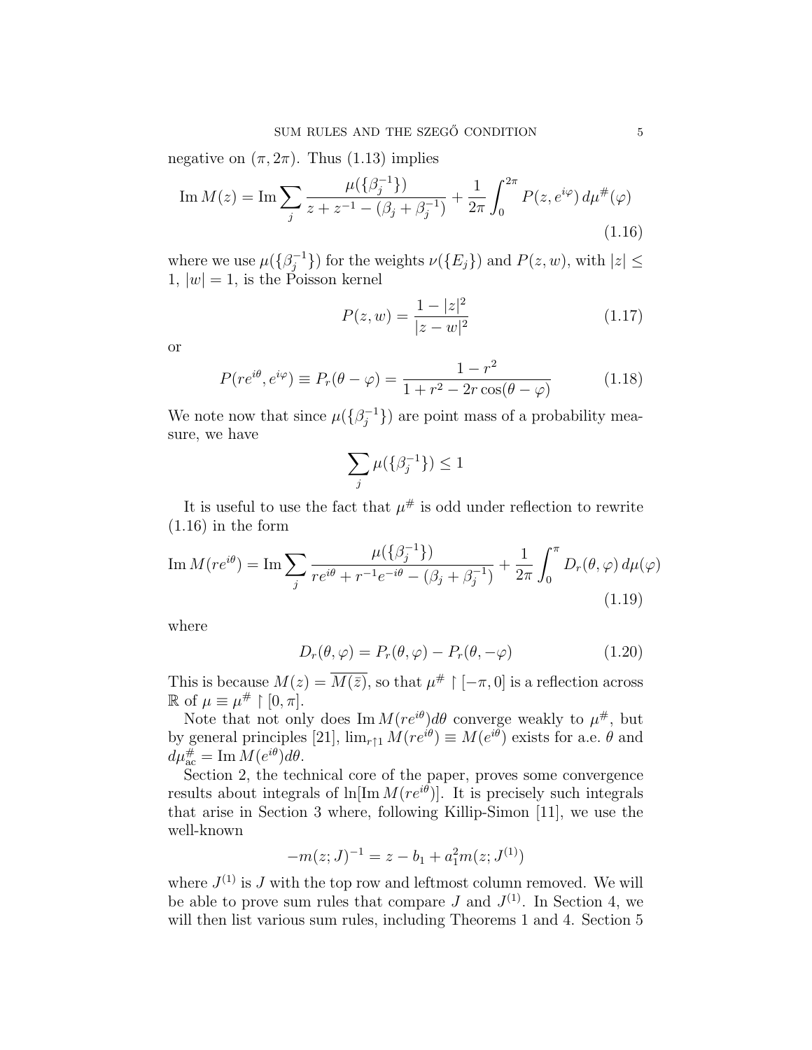negative on $(\pi, 2\pi)$. Thus (1.13) implies

$$\operatorname{Im} M(z) = \operatorname{Im} \sum_j \frac{\mu(\{\beta_j^{-1}\})}{z + z^{-1} - (\beta_j + \beta_j^{-1})} + \frac{1}{2\pi} \int_0^{2\pi} P(z, e^{i\varphi})\, d\mu^\#(\varphi) \tag{1.16}$$

where we use $\mu(\{\beta_j^{-1}\})$ for the weights $\nu(\{E_j\})$ and $P(z, w)$, with $|z| \leq 1$, $|w| = 1$, is the Poisson kernel

$$P(z, w) = \frac{1 - |z|^2}{|z - w|^2} \tag{1.17}$$

or

$$P(re^{i\theta}, e^{i\varphi}) \equiv P_r(\theta - \varphi) = \frac{1 - r^2}{1 + r^2 - 2r\cos(\theta - \varphi)} \tag{1.18}$$

We note now that since $\mu(\{\beta_j^{-1}\})$ are point mass of a probability measure, we have

$$\sum_j \mu(\{\beta_j^{-1}\}) \leq 1$$

It is useful to use the fact that $\mu^\#$ is odd under reflection to rewrite (1.16) in the form

$$\operatorname{Im} M(re^{i\theta}) = \operatorname{Im} \sum_j \frac{\mu(\{\beta_j^{-1}\})}{re^{i\theta} + r^{-1}e^{-i\theta} - (\beta_j + \beta_j^{-1})} + \frac{1}{2\pi} \int_0^{\pi} D_r(\theta, \varphi)\, d\mu(\varphi) \tag{1.19}$$

where

$$D_r(\theta, \varphi) = P_r(\theta, \varphi) - P_r(\theta, -\varphi) \tag{1.20}$$

This is because $M(z) = \overline{M(\bar{z})}$, so that $\mu^\# \restriction [-\pi, 0]$ is a reflection across $\mathbb{R}$ of $\mu \equiv \mu^\# \restriction [0, \pi]$.

Note that not only does $\operatorname{Im} M(re^{i\theta}) d\theta$ converge weakly to $\mu^\#$, but by general principles [21], $\lim_{r\uparrow 1} M(re^{i\theta}) \equiv M(e^{i\theta})$ exists for a.e. $\theta$ and $d\mu^\#_{\text{ac}} = \operatorname{Im} M(e^{i\theta}) d\theta$.

Section 2, the technical core of the paper, proves some convergence results about integrals of $\ln[\operatorname{Im} M(re^{i\theta})]$. It is precisely such integrals that arise in Section 3 where, following Killip-Simon [11], we use the well-known

$$-m(z; J)^{-1} = z - b_1 + a_1^2 m(z; J^{(1)})$$

where $J^{(1)}$ is $J$ with the top row and leftmost column removed. We will be able to prove sum rules that compare $J$ and $J^{(1)}$. In Section 4, we will then list various sum rules, including Theorems 1 and 4. Section 5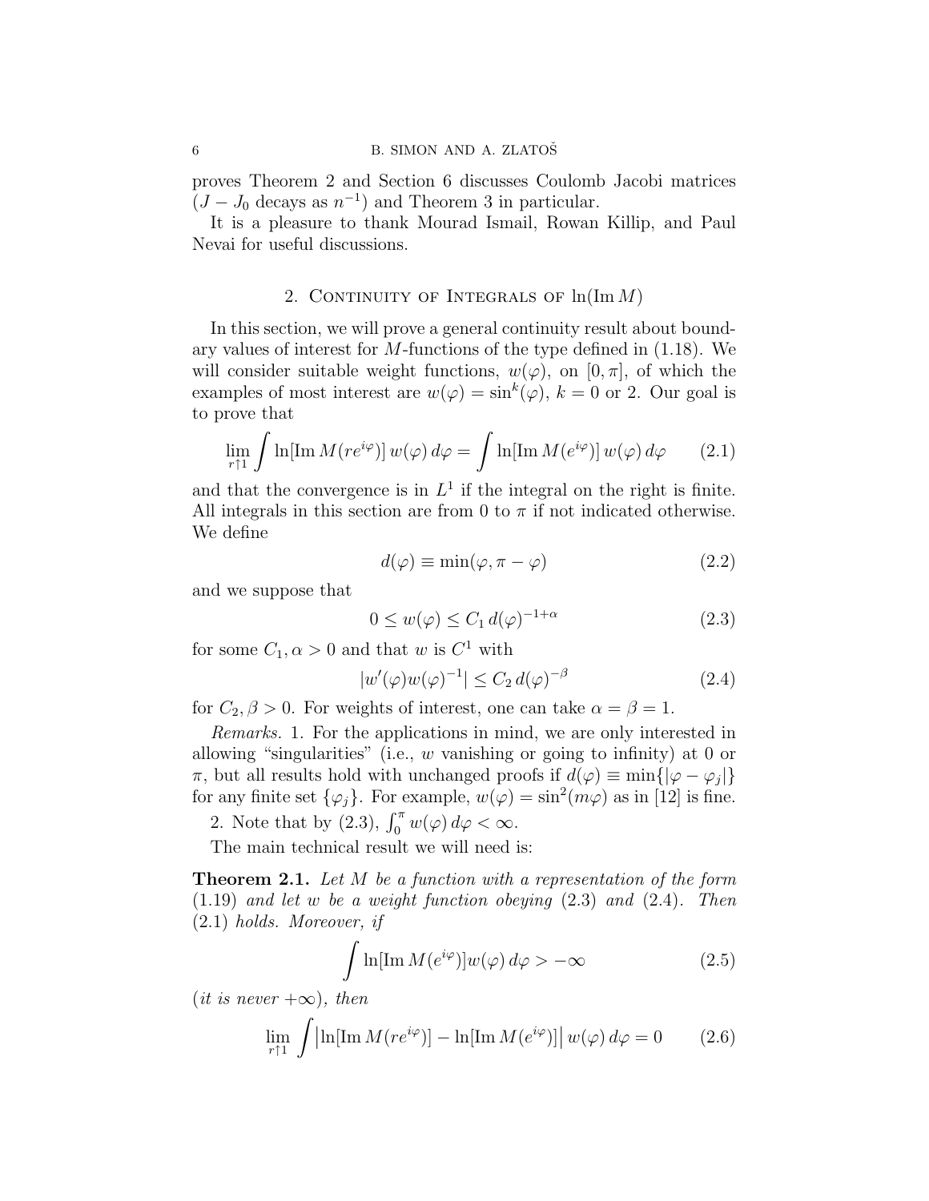proves Theorem 2 and Section 6 discusses Coulomb Jacobi matrices ($J - J_0$ decays as $n^{-1}$) and Theorem 3 in particular.

It is a pleasure to thank Mourad Ismail, Rowan Killip, and Paul Nevai for useful discussions.

## 2. Continuity of Integrals of $\ln(\operatorname{Im} M)$

In this section, we will prove a general continuity result about boundary values of interest for $M$-functions of the type defined in (1.18). We will consider suitable weight functions, $w(\varphi)$, on $[0, \pi]$, of which the examples of most interest are $w(\varphi) = \sin^k(\varphi)$, $k = 0$ or $2$. Our goal is to prove that

$$\lim_{r \uparrow 1} \int \ln[\operatorname{Im} M(re^{i\varphi})]\, w(\varphi)\, d\varphi = \int \ln[\operatorname{Im} M(e^{i\varphi})]\, w(\varphi)\, d\varphi \tag{2.1}$$

and that the convergence is in $L^1$ if the integral on the right is finite. All integrals in this section are from 0 to $\pi$ if not indicated otherwise. We define

$$d(\varphi) \equiv \min(\varphi, \pi - \varphi) \tag{2.2}$$

and we suppose that

$$0 \le w(\varphi) \le C_1\, d(\varphi)^{-1+\alpha} \tag{2.3}$$

for some $C_1, \alpha > 0$ and that $w$ is $C^1$ with

$$|w'(\varphi) w(\varphi)^{-1}| \le C_2\, d(\varphi)^{-\beta} \tag{2.4}$$

for $C_2, \beta > 0$. For weights of interest, one can take $\alpha = \beta = 1$.

*Remarks.* 1. For the applications in mind, we are only interested in allowing "singularities" (i.e., $w$ vanishing or going to infinity) at 0 or $\pi$, but all results hold with unchanged proofs if $d(\varphi) \equiv \min\{|\varphi - \varphi_j|\}$ for any finite set $\{\varphi_j\}$. For example, $w(\varphi) = \sin^2(m\varphi)$ as in [12] is fine.

2. Note that by (2.3), $\int_0^\pi w(\varphi)\, d\varphi < \infty$.

The main technical result we will need is:

**Theorem 2.1.** *Let $M$ be a function with a representation of the form (1.19) and let $w$ be a weight function obeying (2.3) and (2.4). Then (2.1) holds. Moreover, if*

$$\int \ln[\operatorname{Im} M(e^{i\varphi})] w(\varphi)\, d\varphi > -\infty \tag{2.5}$$

*(it is never $+\infty$), then*

$$\lim_{r \uparrow 1} \int \big| \ln[\operatorname{Im} M(re^{i\varphi})] - \ln[\operatorname{Im} M(e^{i\varphi})] \big|\, w(\varphi)\, d\varphi = 0 \tag{2.6}$$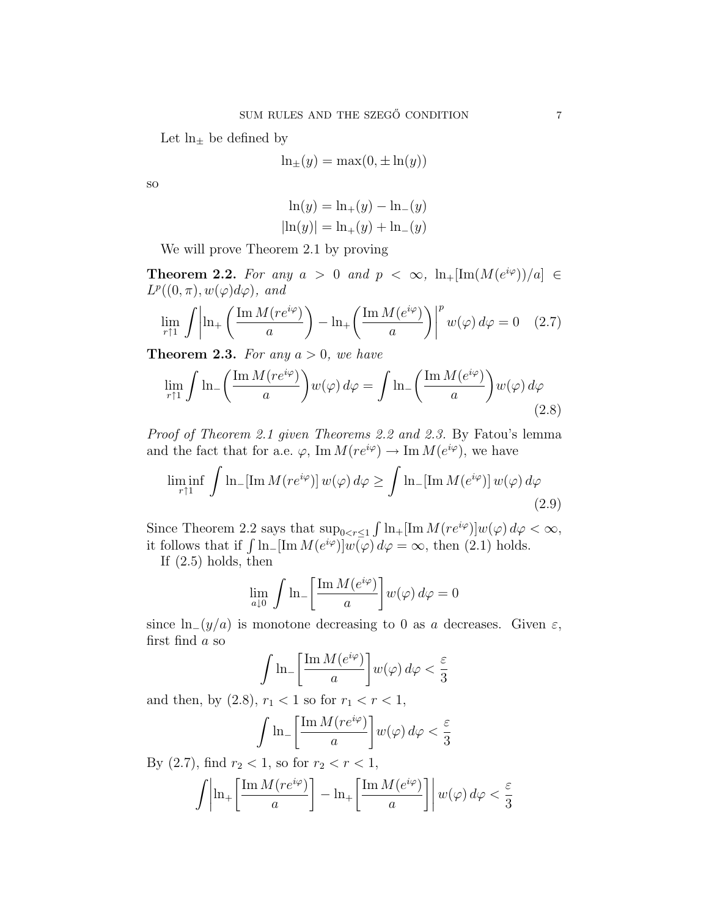Let $\ln_\pm$ be defined by

$$\ln_\pm(y) = \max(0, \pm\ln(y))$$

so

$$\ln(y) = \ln_+(y) - \ln_-(y)$$
$$|\ln(y)| = \ln_+(y) + \ln_-(y)$$

We will prove Theorem 2.1 by proving

**Theorem 2.2.** *For any $a > 0$ and $p < \infty$, $\ln_+[\operatorname{Im}(M(e^{i\varphi}))/a] \in L^p((0,\pi), w(\varphi)d\varphi)$, and*

$$\lim_{r\uparrow 1} \int \left| \ln_+\left(\frac{\operatorname{Im} M(re^{i\varphi})}{a}\right) - \ln_+\left(\frac{\operatorname{Im} M(e^{i\varphi})}{a}\right)\right|^p w(\varphi)\, d\varphi = 0 \quad (2.7)$$

**Theorem 2.3.** *For any $a > 0$, we have*

$$\lim_{r\uparrow 1} \int \ln_-\left(\frac{\operatorname{Im} M(re^{i\varphi})}{a}\right) w(\varphi)\, d\varphi = \int \ln_-\left(\frac{\operatorname{Im} M(e^{i\varphi})}{a}\right) w(\varphi)\, d\varphi \quad (2.8)$$

*Proof of Theorem 2.1 given Theorems 2.2 and 2.3.* By Fatou's lemma and the fact that for a.e. $\varphi$, $\operatorname{Im} M(re^{i\varphi}) \to \operatorname{Im} M(e^{i\varphi})$, we have

$$\liminf_{r\uparrow 1} \int \ln_-[\operatorname{Im} M(re^{i\varphi})]\, w(\varphi)\, d\varphi \geq \int \ln_-[\operatorname{Im} M(e^{i\varphi})]\, w(\varphi)\, d\varphi \quad (2.9)$$

Since Theorem 2.2 says that $\sup_{0<r\leq 1} \int \ln_+[\operatorname{Im} M(re^{i\varphi})] w(\varphi)\, d\varphi < \infty$, it follows that if $\int \ln_-[\operatorname{Im} M(e^{i\varphi})] w(\varphi)\, d\varphi = \infty$, then (2.1) holds.

If (2.5) holds, then

$$\lim_{a\downarrow 0} \int \ln_-\left[\frac{\operatorname{Im} M(e^{i\varphi})}{a}\right] w(\varphi)\, d\varphi = 0$$

since $\ln_-(y/a)$ is monotone decreasing to 0 as $a$ decreases. Given $\varepsilon$, first find $a$ so

$$\int \ln_-\left[\frac{\operatorname{Im} M(e^{i\varphi})}{a}\right] w(\varphi)\, d\varphi < \frac{\varepsilon}{3}$$

and then, by (2.8), $r_1 < 1$ so for $r_1 < r < 1$,

$$\int \ln_-\left[\frac{\operatorname{Im} M(re^{i\varphi})}{a}\right] w(\varphi)\, d\varphi < \frac{\varepsilon}{3}$$

By (2.7), find $r_2 < 1$, so for $r_2 < r < 1$,

$$\int \left| \ln_+\left[\frac{\operatorname{Im} M(re^{i\varphi})}{a}\right] - \ln_+\left[\frac{\operatorname{Im} M(e^{i\varphi})}{a}\right]\right| w(\varphi)\, d\varphi < \frac{\varepsilon}{3}$$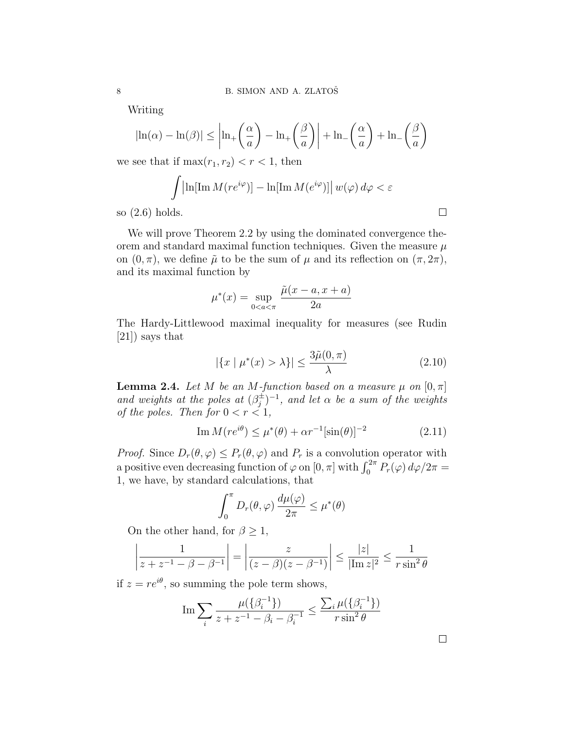Writing

$$|\ln(\alpha) - \ln(\beta)| \le \left| \ln_+\left(\frac{\alpha}{a}\right) - \ln_+\left(\frac{\beta}{a}\right) \right| + \ln_-\left(\frac{\alpha}{a}\right) + \ln_-\left(\frac{\beta}{a}\right)$$

we see that if $\max(r_1, r_2) < r < 1$, then

$$\int \left| \ln[\operatorname{Im} M(re^{i\varphi})] - \ln[\operatorname{Im} M(e^{i\varphi})] \right| w(\varphi)\, d\varphi < \varepsilon$$

so (2.6) holds. $\square$

We will prove Theorem 2.2 by using the dominated convergence theorem and standard maximal function techniques. Given the measure $\mu$ on $(0, \pi)$, we define $\tilde{\mu}$ to be the sum of $\mu$ and its reflection on $(\pi, 2\pi)$, and its maximal function by

$$\mu^*(x) = \sup_{0 < a < \pi} \frac{\tilde{\mu}(x - a, x + a)}{2a}$$

The Hardy-Littlewood maximal inequality for measures (see Rudin [21]) says that

$$|\{x \mid \mu^*(x) > \lambda\}| \le \frac{3\tilde{\mu}(0, \pi)}{\lambda} \tag{2.10}$$

**Lemma 2.4.** *Let $M$ be an $M$-function based on a measure $\mu$ on $[0, \pi]$ and weights at the poles at $(\beta_j^\pm)^{-1}$, and let $\alpha$ be a sum of the weights of the poles. Then for $0 < r < 1$,*

$$\operatorname{Im} M(re^{i\theta}) \le \mu^*(\theta) + \alpha r^{-1} [\sin(\theta)]^{-2} \tag{2.11}$$

*Proof.* Since $D_r(\theta, \varphi) \le P_r(\theta, \varphi)$ and $P_r$ is a convolution operator with a positive even decreasing function of $\varphi$ on $[0, \pi]$ with $\int_0^{2\pi} P_r(\varphi)\, d\varphi / 2\pi = 1$, we have, by standard calculations, that

$$\int_0^\pi D_r(\theta, \varphi)\, \frac{d\mu(\varphi)}{2\pi} \le \mu^*(\theta)$$

On the other hand, for $\beta \ge 1$,

$$\left| \frac{1}{z + z^{-1} - \beta - \beta^{-1}} \right| = \left| \frac{z}{(z - \beta)(z - \beta^{-1})} \right| \le \frac{|z|}{|\operatorname{Im} z|^2} \le \frac{1}{r \sin^2 \theta}$$

if $z = re^{i\theta}$, so summing the pole term shows,

$$\operatorname{Im} \sum_i \frac{\mu(\{\beta_i^{-1}\})}{z + z^{-1} - \beta_i - \beta_i^{-1}} \le \frac{\sum_i \mu(\{\beta_i^{-1}\})}{r \sin^2 \theta}$$

$\square$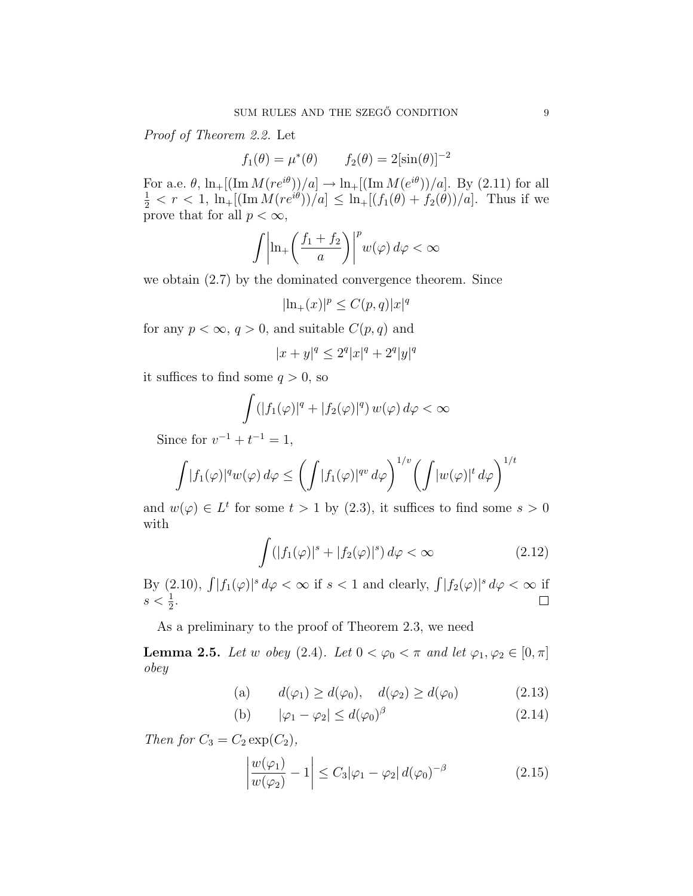*Proof of Theorem 2.2.* Let

$$f_1(\theta) = \mu^*(\theta) \qquad f_2(\theta) = 2[\sin(\theta)]^{-2}$$

For a.e. $\theta$, $\ln_+[(\operatorname{Im} M(re^{i\theta}))/a] \to \ln_+[(\operatorname{Im} M(e^{i\theta}))/a]$. By (2.11) for all $\frac{1}{2} < r < 1$, $\ln_+[(\operatorname{Im} M(re^{i\theta}))/a] \leq \ln_+[(f_1(\theta) + f_2(\theta))/a]$. Thus if we prove that for all $p < \infty$,

$$\int \left| \ln_+\left( \frac{f_1 + f_2}{a} \right) \right|^p w(\varphi)\, d\varphi < \infty$$

we obtain (2.7) by the dominated convergence theorem. Since

$$|\ln_+(x)|^p \leq C(p,q)|x|^q$$

for any $p < \infty$, $q > 0$, and suitable $C(p,q)$ and

$$|x+y|^q \leq 2^q|x|^q + 2^q|y|^q$$

it suffices to find some $q > 0$, so

$$\int (|f_1(\varphi)|^q + |f_2(\varphi)|^q)\, w(\varphi)\, d\varphi < \infty$$

Since for $v^{-1} + t^{-1} = 1$,

$$\int |f_1(\varphi)|^q w(\varphi)\, d\varphi \leq \left( \int |f_1(\varphi)|^{qv}\, d\varphi \right)^{1/v} \left( \int |w(\varphi)|^t\, d\varphi \right)^{1/t}$$

and $w(\varphi) \in L^t$ for some $t > 1$ by (2.3), it suffices to find some $s > 0$ with

$$\int (|f_1(\varphi)|^s + |f_2(\varphi)|^s)\, d\varphi < \infty \tag{2.12}$$

By (2.10), $\int |f_1(\varphi)|^s\, d\varphi < \infty$ if $s < 1$ and clearly, $\int |f_2(\varphi)|^s\, d\varphi < \infty$ if $s < \frac{1}{2}$. $\square$

As a preliminary to the proof of Theorem 2.3, we need

**Lemma 2.5.** *Let $w$ obey (2.4). Let $0 < \varphi_0 < \pi$ and let $\varphi_1, \varphi_2 \in [0, \pi]$ obey*

$$\text{(a)} \qquad d(\varphi_1) \geq d(\varphi_0), \quad d(\varphi_2) \geq d(\varphi_0) \tag{2.13}$$

$$\text{(b)} \qquad |\varphi_1 - \varphi_2| \leq d(\varphi_0)^\beta \tag{2.14}$$

*Then for $C_3 = C_2 \exp(C_2)$,*

$$\left| \frac{w(\varphi_1)}{w(\varphi_2)} - 1 \right| \leq C_3 |\varphi_1 - \varphi_2|\, d(\varphi_0)^{-\beta} \tag{2.15}$$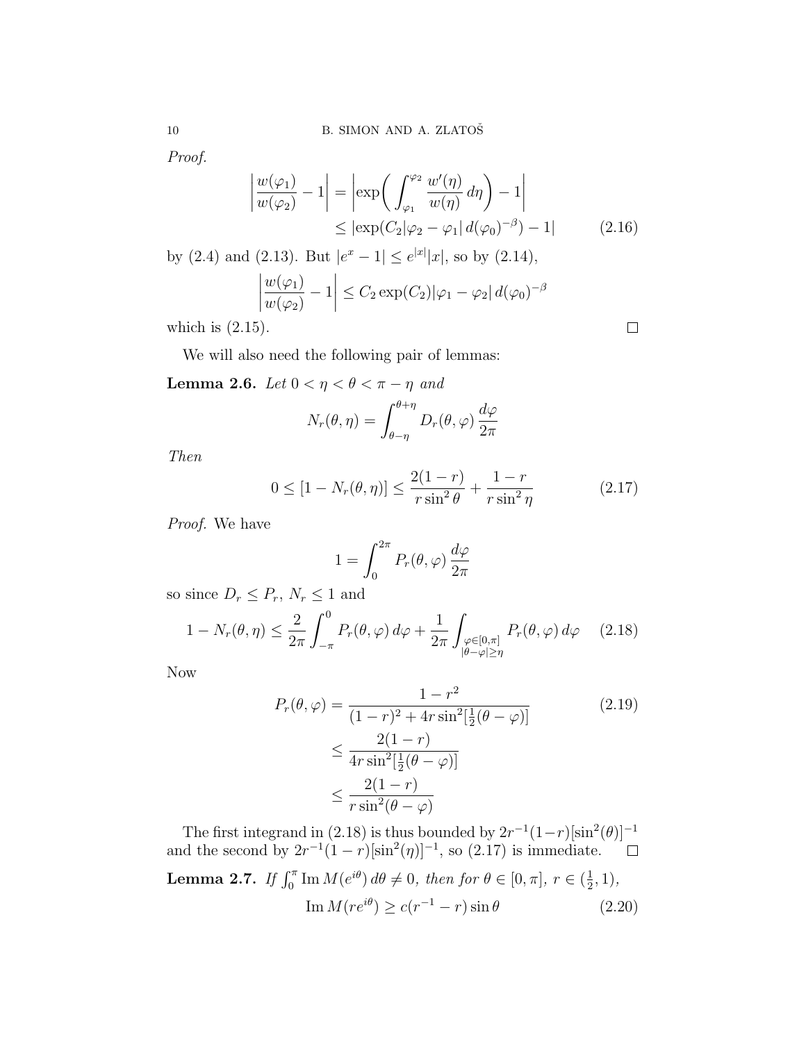*Proof.*

$$
\begin{aligned}
\left| \frac{w(\varphi_1)}{w(\varphi_2)} - 1 \right| &= \left| \exp\biggl( \int_{\varphi_1}^{\varphi_2} \frac{w'(\eta)}{w(\eta)}\, d\eta \biggr) - 1 \right| \\
&\leq |\exp(C_2 |\varphi_2 - \varphi_1|\, d(\varphi_0)^{-\beta}) - 1| \qquad (2.16)
\end{aligned}
$$

by (2.4) and (2.13). But $|e^x - 1| \leq e^{|x|}|x|$, so by (2.14),

$$
\left| \frac{w(\varphi_1)}{w(\varphi_2)} - 1 \right| \leq C_2 \exp(C_2) |\varphi_1 - \varphi_2|\, d(\varphi_0)^{-\beta}
$$

which is (2.15). ∎

We will also need the following pair of lemmas:

**Lemma 2.6.** *Let* $0 < \eta < \theta < \pi - \eta$ *and*

$$
N_r(\theta, \eta) = \int_{\theta - \eta}^{\theta + \eta} D_r(\theta, \varphi)\, \frac{d\varphi}{2\pi}
$$

*Then*

$$
0 \leq [1 - N_r(\theta, \eta)] \leq \frac{2(1-r)}{r \sin^2 \theta} + \frac{1-r}{r \sin^2 \eta} \qquad (2.17)
$$

*Proof.* We have

$$
1 = \int_0^{2\pi} P_r(\theta, \varphi)\, \frac{d\varphi}{2\pi}
$$

so since $D_r \leq P_r$, $N_r \leq 1$ and

$$
1 - N_r(\theta, \eta) \leq \frac{2}{2\pi} \int_{-\pi}^{0} P_r(\theta, \varphi)\, d\varphi + \frac{1}{2\pi} \int_{\substack{\varphi \in [0,\pi] \\ |\theta - \varphi| \geq \eta}} P_r(\theta, \varphi)\, d\varphi \qquad (2.18)
$$

Now

$$
\begin{aligned}
P_r(\theta, \varphi) &= \frac{1 - r^2}{(1-r)^2 + 4r \sin^2[\frac{1}{2}(\theta - \varphi)]} \qquad (2.19) \\
&\leq \frac{2(1-r)}{4r \sin^2[\frac{1}{2}(\theta - \varphi)]} \\
&\leq \frac{2(1-r)}{r \sin^2(\theta - \varphi)}
\end{aligned}
$$

The first integrand in (2.18) is thus bounded by $2r^{-1}(1-r)[\sin^2(\theta)]^{-1}$ and the second by $2r^{-1}(1-r)[\sin^2(\eta)]^{-1}$, so (2.17) is immediate. ∎

**Lemma 2.7.** *If* $\int_0^\pi \operatorname{Im} M(e^{i\theta})\, d\theta \neq 0$, *then for* $\theta \in [0, \pi]$, $r \in (\frac{1}{2}, 1)$,

$$
\operatorname{Im} M(re^{i\theta}) \geq c(r^{-1} - r) \sin \theta \qquad (2.20)
$$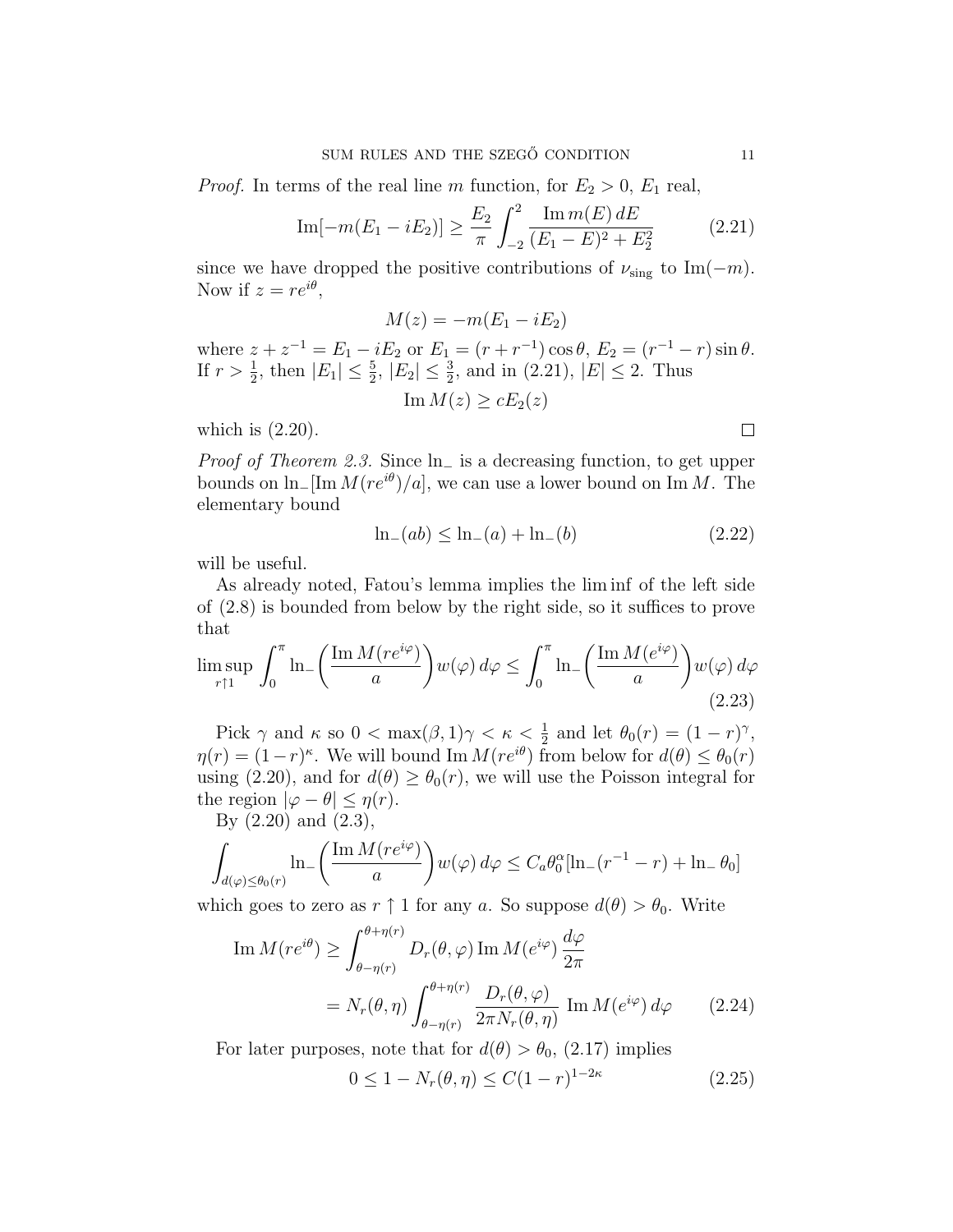*Proof.* In terms of the real line $m$ function, for $E_2 > 0$, $E_1$ real,

$$\operatorname{Im}[-m(E_1 - iE_2)] \geq \frac{E_2}{\pi} \int_{-2}^{2} \frac{\operatorname{Im} m(E)\, dE}{(E_1 - E)^2 + E_2^2} \tag{2.21}$$

since we have dropped the positive contributions of $\nu_{\text{sing}}$ to $\operatorname{Im}(-m)$. Now if $z = re^{i\theta}$,

$$M(z) = -m(E_1 - iE_2)$$

where $z + z^{-1} = E_1 - iE_2$ or $E_1 = (r + r^{-1})\cos\theta$, $E_2 = (r^{-1} - r)\sin\theta$. If $r > \frac{1}{2}$, then $|E_1| \leq \frac{5}{2}$, $|E_2| \leq \frac{3}{2}$, and in (2.21), $|E| \leq 2$. Thus

$$\operatorname{Im} M(z) \geq cE_2(z)$$

which is (2.20). $\square$

*Proof of Theorem 2.3.* Since $\ln_-$ is a decreasing function, to get upper bounds on $\ln_-[\operatorname{Im} M(re^{i\theta})/a]$, we can use a lower bound on $\operatorname{Im} M$. The elementary bound

$$\ln_-(ab) \leq \ln_-(a) + \ln_-(b) \tag{2.22}$$

will be useful.

As already noted, Fatou's lemma implies the lim inf of the left side of (2.8) is bounded from below by the right side, so it suffices to prove that

$$\limsup_{r \uparrow 1} \int_0^\pi \ln_-\biggl(\frac{\operatorname{Im} M(re^{i\varphi})}{a}\biggr) w(\varphi)\, d\varphi \leq \int_0^\pi \ln_-\biggl(\frac{\operatorname{Im} M(e^{i\varphi})}{a}\biggr) w(\varphi)\, d\varphi \tag{2.23}$$

Pick $\gamma$ and $\kappa$ so $0 < \max(\beta, 1)\gamma < \kappa < \frac{1}{2}$ and let $\theta_0(r) = (1-r)^\gamma$, $\eta(r) = (1-r)^\kappa$. We will bound $\operatorname{Im} M(re^{i\theta})$ from below for $d(\theta) \leq \theta_0(r)$ using (2.20), and for $d(\theta) \geq \theta_0(r)$, we will use the Poisson integral for the region $|\varphi - \theta| \leq \eta(r)$.

By (2.20) and (2.3),

$$\int_{d(\varphi) \leq \theta_0(r)} \ln_-\biggl(\frac{\operatorname{Im} M(re^{i\varphi})}{a}\biggr) w(\varphi)\, d\varphi \leq C_a \theta_0^\alpha [\ln_-(r^{-1} - r) + \ln_- \theta_0]$$

which goes to zero as $r \uparrow 1$ for any $a$. So suppose $d(\theta) > \theta_0$. Write

$$\begin{aligned}
\operatorname{Im} M(re^{i\theta}) &\geq \int_{\theta - \eta(r)}^{\theta + \eta(r)} D_r(\theta, \varphi) \operatorname{Im} M(e^{i\varphi}) \frac{d\varphi}{2\pi} \\
&= N_r(\theta, \eta) \int_{\theta - \eta(r)}^{\theta + \eta(r)} \frac{D_r(\theta, \varphi)}{2\pi N_r(\theta, \eta)} \operatorname{Im} M(e^{i\varphi})\, d\varphi
\end{aligned} \tag{2.24}$$

For later purposes, note that for $d(\theta) > \theta_0$, (2.17) implies

$$0 \leq 1 - N_r(\theta, \eta) \leq C(1-r)^{1-2\kappa} \tag{2.25}$$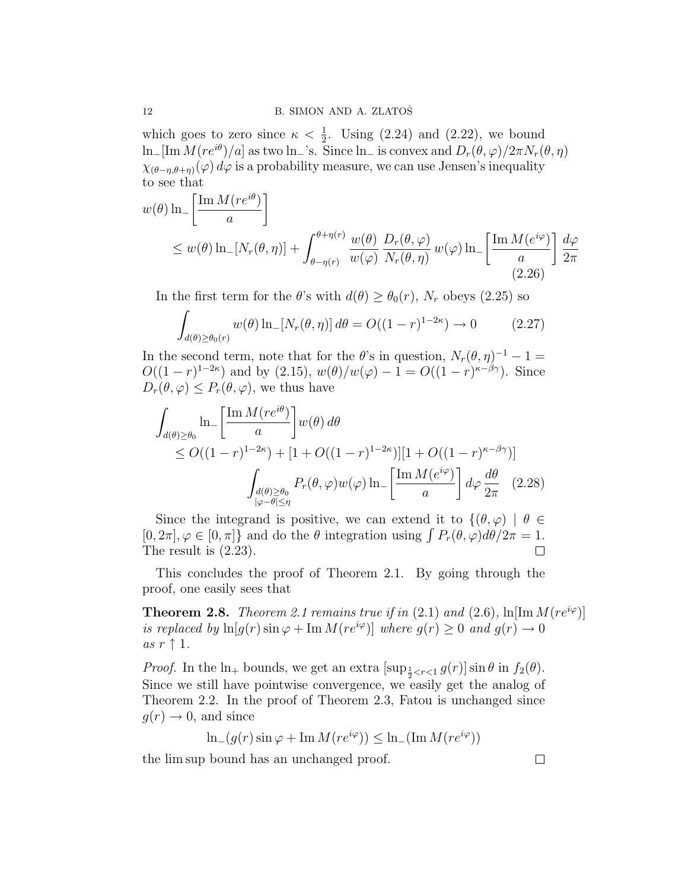which goes to zero since $\kappa < \frac{1}{2}$. Using (2.24) and (2.22), we bound $\ln_-[\operatorname{Im} M(re^{i\theta})/a]$ as two $\ln_-$'s. Since $\ln_-$ is convex and $D_r(\theta,\varphi)/2\pi N_r(\theta,\eta)$ $\chi_{(\theta-\eta,\theta+\eta)}(\varphi)\, d\varphi$ is a probability measure, we can use Jensen's inequality to see that

$$
\begin{aligned}
w(\theta) \ln_-&\left[\frac{\operatorname{Im} M(re^{i\theta})}{a}\right] \\
&\leq w(\theta)\ln_-[N_r(\theta,\eta)] + \int_{\theta-\eta(r)}^{\theta+\eta(r)} \frac{w(\theta)}{w(\varphi)}\, \frac{D_r(\theta,\varphi)}{N_r(\theta,\eta)}\, w(\varphi) \ln_-\left[\frac{\operatorname{Im} M(e^{i\varphi})}{a}\right] \frac{d\varphi}{2\pi}
\end{aligned} \tag{2.26}
$$

In the first term for the $\theta$'s with $d(\theta) \geq \theta_0(r)$, $N_r$ obeys (2.25) so

$$
\int_{d(\theta)\geq\theta_0(r)} w(\theta) \ln_-[N_r(\theta,\eta)]\, d\theta = O((1-r)^{1-2\kappa}) \to 0 \tag{2.27}
$$

In the second term, note that for the $\theta$'s in question, $N_r(\theta,\eta)^{-1} - 1 = O((1-r)^{1-2\kappa})$ and by (2.15), $w(\theta)/w(\varphi) - 1 = O((1-r)^{\kappa-\beta\gamma})$. Since $D_r(\theta,\varphi) \leq P_r(\theta,\varphi)$, we thus have

$$
\begin{aligned}
\int_{d(\theta)\geq\theta_0} &\ln_-\left[\frac{\operatorname{Im} M(re^{i\theta})}{a}\right] w(\theta)\, d\theta \\
&\leq O((1-r)^{1-2\kappa}) + [1 + O((1-r)^{1-2\kappa})][1 + O((1-r)^{\kappa-\beta\gamma})] \\
&\qquad \int_{\substack{d(\theta)\geq\theta_0 \\ |\varphi-\theta|\leq\eta}} P_r(\theta,\varphi) w(\varphi) \ln_-\left[\frac{\operatorname{Im} M(e^{i\varphi})}{a}\right] d\varphi\, \frac{d\theta}{2\pi}
\end{aligned} \tag{2.28}
$$

Since the integrand is positive, we can extend it to $\{(\theta,\varphi) \mid \theta \in [0,2\pi], \varphi \in [0,\pi]\}$ and do the $\theta$ integration using $\int P_r(\theta,\varphi) d\theta/2\pi = 1$. The result is (2.23). $\square$

This concludes the proof of Theorem 2.1. By going through the proof, one easily sees that

**Theorem 2.8.** *Theorem 2.1 remains true if in* (2.1) *and* (2.6), $\ln[\operatorname{Im} M(re^{i\varphi})]$ *is replaced by* $\ln[g(r)\sin\varphi + \operatorname{Im} M(re^{i\varphi})]$ *where* $g(r) \geq 0$ *and* $g(r) \to 0$ *as* $r \uparrow 1$.

*Proof.* In the $\ln_+$ bounds, we get an extra $[\sup_{\frac{1}{2}<r<1} g(r)] \sin\theta$ in $f_2(\theta)$. Since we still have pointwise convergence, we easily get the analog of Theorem 2.2. In the proof of Theorem 2.3, Fatou is unchanged since $g(r) \to 0$, and since

$$
\ln_-(g(r)\sin\varphi + \operatorname{Im} M(re^{i\varphi})) \leq \ln_-(\operatorname{Im} M(re^{i\varphi}))
$$

the lim sup bound has an unchanged proof. $\square$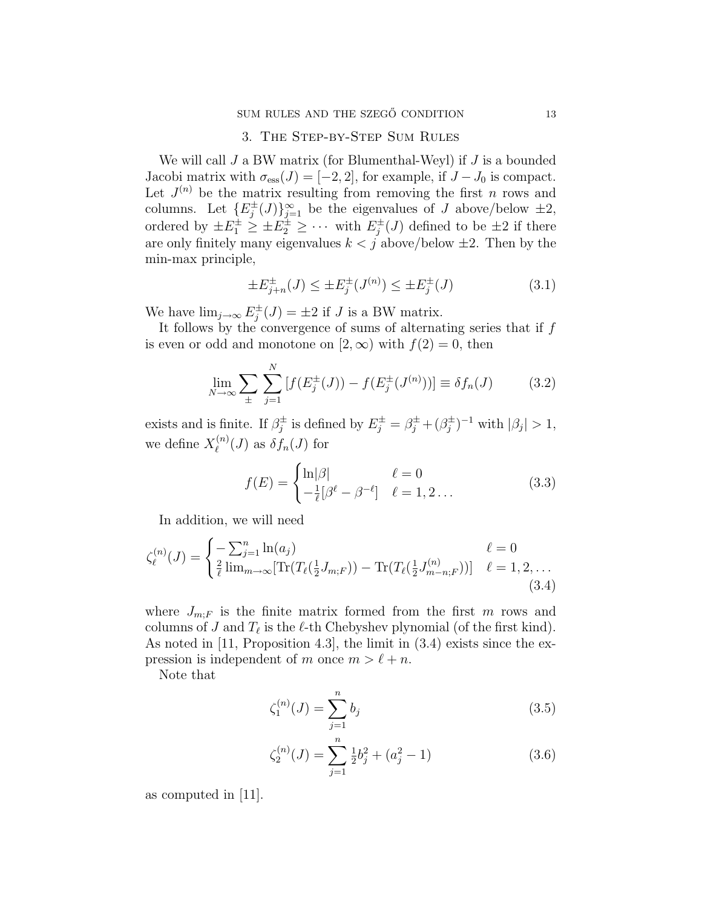## 3. The Step-by-Step Sum Rules

We will call $J$ a BW matrix (for Blumenthal-Weyl) if $J$ is a bounded Jacobi matrix with $\sigma_{\text{ess}}(J) = [-2, 2]$, for example, if $J - J_0$ is compact. Let $J^{(n)}$ be the matrix resulting from removing the first $n$ rows and columns. Let $\{E_j^\pm(J)\}_{j=1}^\infty$ be the eigenvalues of $J$ above/below $\pm 2$, ordered by $\pm E_1^\pm \geq \pm E_2^\pm \geq \cdots$ with $E_j^\pm(J)$ defined to be $\pm 2$ if there are only finitely many eigenvalues $k < j$ above/below $\pm 2$. Then by the min-max principle,

$$\pm E_{j+n}^\pm(J) \leq \pm E_j^\pm(J^{(n)}) \leq \pm E_j^\pm(J) \tag{3.1}$$

We have $\lim_{j\to\infty} E_j^\pm(J) = \pm 2$ if $J$ is a BW matrix.

It follows by the convergence of sums of alternating series that if $f$ is even or odd and monotone on $[2, \infty)$ with $f(2) = 0$, then

$$\lim_{N\to\infty} \sum_\pm \sum_{j=1}^N [f(E_j^\pm(J)) - f(E_j^\pm(J^{(n)}))] \equiv \delta f_n(J) \tag{3.2}$$

exists and is finite. If $\beta_j^\pm$ is defined by $E_j^\pm = \beta_j^\pm + (\beta_j^\pm)^{-1}$ with $|\beta_j| > 1$, we define $X_\ell^{(n)}(J)$ as $\delta f_n(J)$ for

$$f(E) = \begin{cases} \ln|\beta| & \ell = 0 \\ -\frac{1}{\ell}[\beta^\ell - \beta^{-\ell}] & \ell = 1, 2 \ldots \end{cases} \tag{3.3}$$

In addition, we will need

$$\zeta_\ell^{(n)}(J) = \begin{cases} -\sum_{j=1}^n \ln(a_j) & \ell = 0 \\ \frac{2}{\ell} \lim_{m\to\infty} [\text{Tr}(T_\ell(\frac{1}{2} J_{m;F})) - \text{Tr}(T_\ell(\frac{1}{2} J_{m-n;F}^{(n)}))] & \ell = 1, 2, \ldots \end{cases} \tag{3.4}$$

where $J_{m;F}$ is the finite matrix formed from the first $m$ rows and columns of $J$ and $T_\ell$ is the $\ell$-th Chebyshev plynomial (of the first kind). As noted in [11, Proposition 4.3], the limit in (3.4) exists since the expression is independent of $m$ once $m > \ell + n$.

Note that

$$\zeta_1^{(n)}(J) = \sum_{j=1}^n b_j \tag{3.5}$$

$$\zeta_2^{(n)}(J) = \sum_{j=1}^n \tfrac{1}{2} b_j^2 + (a_j^2 - 1) \tag{3.6}$$

as computed in [11].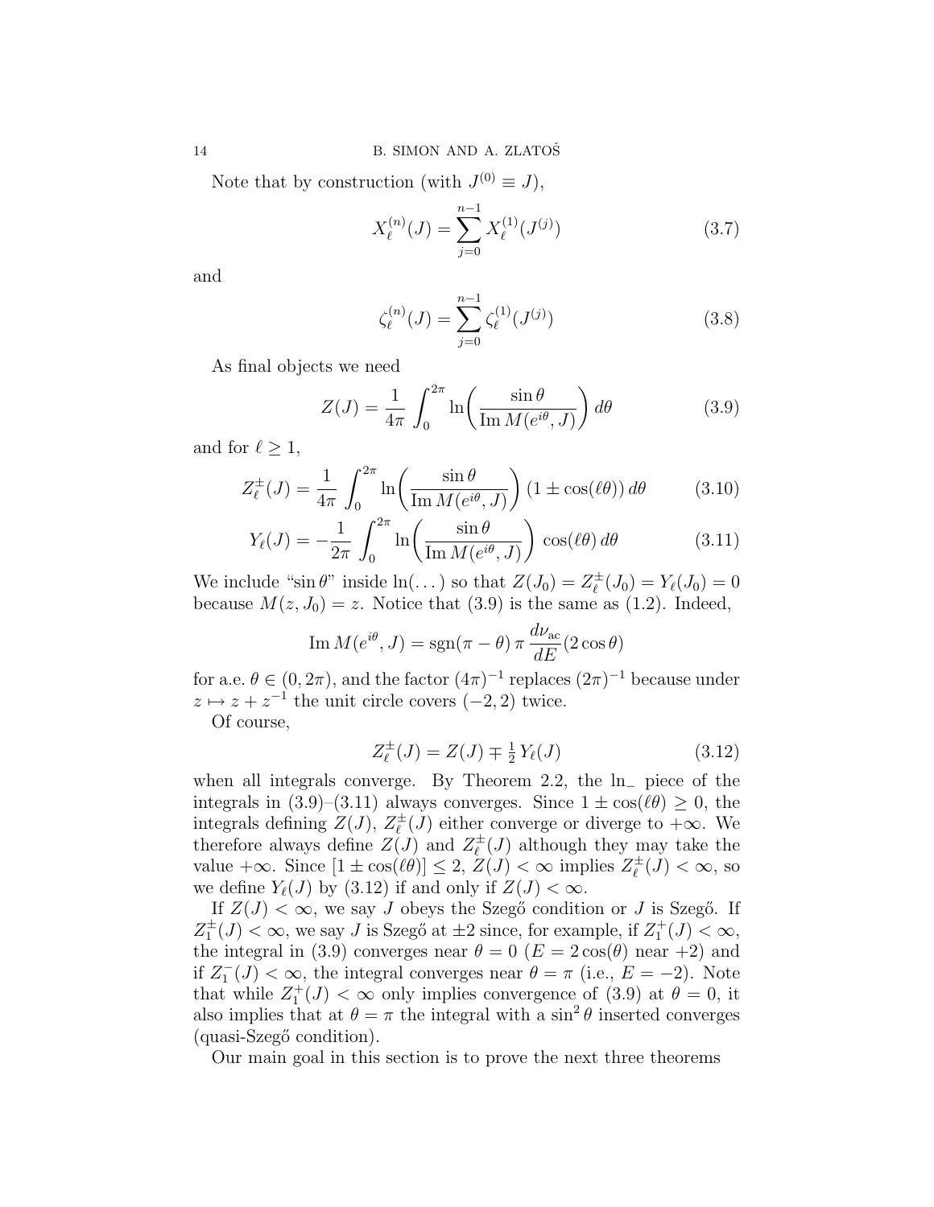Note that by construction (with $J^{(0)} \equiv J$),

$$X_\ell^{(n)}(J) = \sum_{j=0}^{n-1} X_\ell^{(1)}(J^{(j)}) \tag{3.7}$$

and

$$\zeta_\ell^{(n)}(J) = \sum_{j=0}^{n-1} \zeta_\ell^{(1)}(J^{(j)}) \tag{3.8}$$

As final objects we need

$$Z(J) = \frac{1}{4\pi} \int_0^{2\pi} \ln\biggl(\frac{\sin\theta}{\operatorname{Im} M(e^{i\theta}, J)}\biggr)\, d\theta \tag{3.9}$$

and for $\ell \geq 1$,

$$Z_\ell^\pm(J) = \frac{1}{4\pi} \int_0^{2\pi} \ln\biggl(\frac{\sin\theta}{\operatorname{Im} M(e^{i\theta}, J)}\biggr)\, (1 \pm \cos(\ell\theta))\, d\theta \tag{3.10}$$

$$Y_\ell(J) = -\frac{1}{2\pi} \int_0^{2\pi} \ln\biggl(\frac{\sin\theta}{\operatorname{Im} M(e^{i\theta}, J)}\biggr)\, \cos(\ell\theta)\, d\theta \tag{3.11}$$

We include "$\sin\theta$" inside $\ln(\dots)$ so that $Z(J_0) = Z_\ell^\pm(J_0) = Y_\ell(J_0) = 0$ because $M(z, J_0) = z$. Notice that (3.9) is the same as (1.2). Indeed,

$$\operatorname{Im} M(e^{i\theta}, J) = \operatorname{sgn}(\pi - \theta)\, \pi\, \frac{d\nu_{\mathrm{ac}}}{dE}(2\cos\theta)$$

for a.e. $\theta \in (0, 2\pi)$, and the factor $(4\pi)^{-1}$ replaces $(2\pi)^{-1}$ because under $z \mapsto z + z^{-1}$ the unit circle covers $(-2, 2)$ twice.

Of course,

$$Z_\ell^\pm(J) = Z(J) \mp \tfrac{1}{2}\, Y_\ell(J) \tag{3.12}$$

when all integrals converge. By Theorem 2.2, the $\ln_-$ piece of the integrals in (3.9)–(3.11) always converges. Since $1 \pm \cos(\ell\theta) \geq 0$, the integrals defining $Z(J)$, $Z_\ell^\pm(J)$ either converge or diverge to $+\infty$. We therefore always define $Z(J)$ and $Z_\ell^\pm(J)$ although they may take the value $+\infty$. Since $[1 \pm \cos(\ell\theta)] \leq 2$, $Z(J) < \infty$ implies $Z_\ell^\pm(J) < \infty$, so we define $Y_\ell(J)$ by (3.12) if and only if $Z(J) < \infty$.

If $Z(J) < \infty$, we say $J$ obeys the Szegő condition or $J$ is Szegő. If $Z_1^\pm(J) < \infty$, we say $J$ is Szegő at $\pm 2$ since, for example, if $Z_1^+(J) < \infty$, the integral in (3.9) converges near $\theta = 0$ ($E = 2\cos(\theta)$ near $+2$) and if $Z_1^-(J) < \infty$, the integral converges near $\theta = \pi$ (i.e., $E = -2$). Note that while $Z_1^+(J) < \infty$ only implies convergence of (3.9) at $\theta = 0$, it also implies that at $\theta = \pi$ the integral with a $\sin^2\theta$ inserted converges (quasi-Szegő condition).

Our main goal in this section is to prove the next three theorems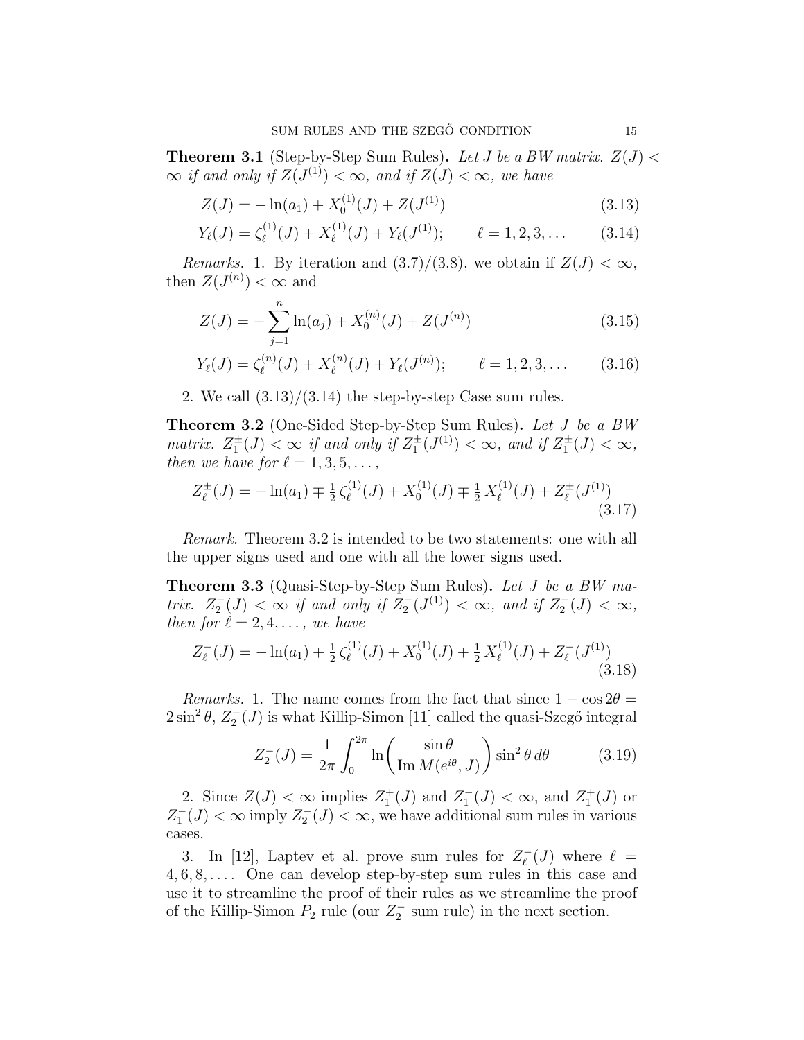**Theorem 3.1** (Step-by-Step Sum Rules)**.** *Let $J$ be a BW matrix. $Z(J) < \infty$ if and only if $Z(J^{(1)}) < \infty$, and if $Z(J) < \infty$, we have*

$$Z(J) = -\ln(a_1) + X_0^{(1)}(J) + Z(J^{(1)}) \tag{3.13}$$

$$Y_\ell(J) = \zeta_\ell^{(1)}(J) + X_\ell^{(1)}(J) + Y_\ell(J^{(1)}); \qquad \ell = 1, 2, 3, \dots \tag{3.14}$$

*Remarks.* 1. By iteration and (3.7)/(3.8), we obtain if $Z(J) < \infty$, then $Z(J^{(n)}) < \infty$ and

$$Z(J) = -\sum_{j=1}^{n} \ln(a_j) + X_0^{(n)}(J) + Z(J^{(n)}) \tag{3.15}$$

$$Y_\ell(J) = \zeta_\ell^{(n)}(J) + X_\ell^{(n)}(J) + Y_\ell(J^{(n)}); \qquad \ell = 1, 2, 3, \dots \tag{3.16}$$

2. We call (3.13)/(3.14) the step-by-step Case sum rules.

**Theorem 3.2** (One-Sided Step-by-Step Sum Rules)**.** *Let $J$ be a BW matrix. $Z_1^{\pm}(J) < \infty$ if and only if $Z_1^{\pm}(J^{(1)}) < \infty$, and if $Z_1^{\pm}(J) < \infty$, then we have for $\ell = 1, 3, 5, \dots,$*

$$Z_\ell^{\pm}(J) = -\ln(a_1) \mp \tfrac{1}{2}\,\zeta_\ell^{(1)}(J) + X_0^{(1)}(J) \mp \tfrac{1}{2}\,X_\ell^{(1)}(J) + Z_\ell^{\pm}(J^{(1)}) \tag{3.17}$$

*Remark.* Theorem 3.2 is intended to be two statements: one with all the upper signs used and one with all the lower signs used.

**Theorem 3.3** (Quasi-Step-by-Step Sum Rules)**.** *Let $J$ be a BW matrix. $Z_2^{-}(J) < \infty$ if and only if $Z_2^{-}(J^{(1)}) < \infty$, and if $Z_2^{-}(J) < \infty$, then for $\ell = 2, 4, \dots,$ we have*

$$Z_\ell^{-}(J) = -\ln(a_1) + \tfrac{1}{2}\,\zeta_\ell^{(1)}(J) + X_0^{(1)}(J) + \tfrac{1}{2}\,X_\ell^{(1)}(J) + Z_\ell^{-}(J^{(1)}) \tag{3.18}$$

*Remarks.* 1. The name comes from the fact that since $1 - \cos 2\theta = 2\sin^2\theta$, $Z_2^{-}(J)$ is what Killip-Simon [11] called the quasi-Szegő integral

$$Z_2^{-}(J) = \frac{1}{2\pi}\int_0^{2\pi} \ln\biggl(\frac{\sin\theta}{\operatorname{Im} M(e^{i\theta}, J)}\biggr)\sin^2\theta\, d\theta \tag{3.19}$$

2. Since $Z(J) < \infty$ implies $Z_1^{+}(J)$ and $Z_1^{-}(J) < \infty$, and $Z_1^{+}(J)$ or $Z_1^{-}(J) < \infty$ imply $Z_2^{-}(J) < \infty$, we have additional sum rules in various cases.

3. In [12], Laptev et al. prove sum rules for $Z_\ell^{-}(J)$ where $\ell = 4, 6, 8, \dots$. One can develop step-by-step sum rules in this case and use it to streamline the proof of their rules as we streamline the proof of the Killip-Simon $P_2$ rule (our $Z_2^{-}$ sum rule) in the next section.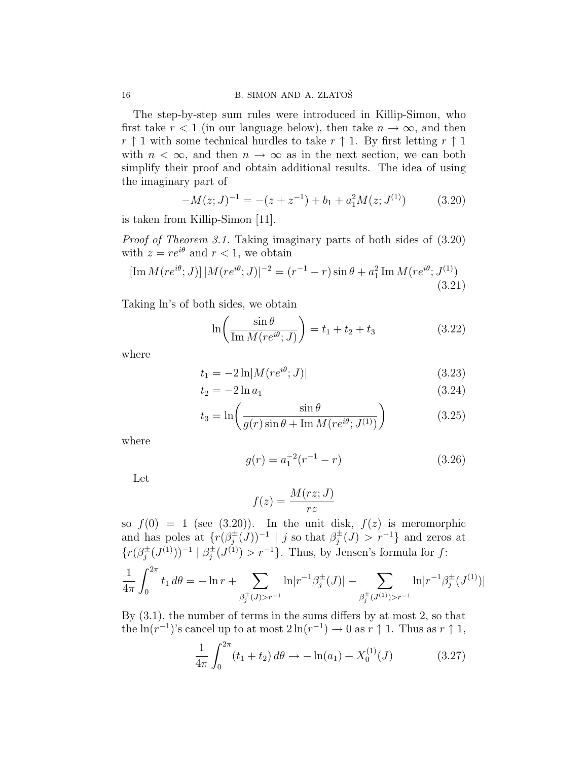The step-by-step sum rules were introduced in Killip-Simon, who first take $r < 1$ (in our language below), then take $n \to \infty$, and then $r \uparrow 1$ with some technical hurdles to take $r \uparrow 1$. By first letting $r \uparrow 1$ with $n < \infty$, and then $n \to \infty$ as in the next section, we can both simplify their proof and obtain additional results. The idea of using the imaginary part of

$$-M(z;J)^{-1} = -(z + z^{-1}) + b_1 + a_1^2 M(z;J^{(1)}) \tag{3.20}$$

is taken from Killip-Simon [11].

*Proof of Theorem 3.1.* Taking imaginary parts of both sides of (3.20) with $z = re^{i\theta}$ and $r < 1$, we obtain

$$[\operatorname{Im} M(re^{i\theta};J)]\,|M(re^{i\theta};J)|^{-2} = (r^{-1} - r)\sin\theta + a_1^2 \operatorname{Im} M(re^{i\theta};J^{(1)}) \tag{3.21}$$

Taking ln's of both sides, we obtain

$$\ln\!\left(\frac{\sin\theta}{\operatorname{Im} M(re^{i\theta};J)}\right) = t_1 + t_2 + t_3 \tag{3.22}$$

where

$$t_1 = -2\ln|M(re^{i\theta};J)| \tag{3.23}$$

$$t_2 = -2\ln a_1 \tag{3.24}$$

$$t_3 = \ln\!\left(\frac{\sin\theta}{g(r)\sin\theta + \operatorname{Im} M(re^{i\theta};J^{(1)})}\right) \tag{3.25}$$

where

$$g(r) = a_1^{-2}(r^{-1} - r) \tag{3.26}$$

Let

$$f(z) = \frac{M(rz;J)}{rz}$$

so $f(0) = 1$ (see (3.20)). In the unit disk, $f(z)$ is meromorphic and has poles at $\{r(\beta_j^{\pm}(J))^{-1} \mid j \text{ so that } \beta_j^{\pm}(J) > r^{-1}\}$ and zeros at $\{r(\beta_j^{\pm}(J^{(1)}))^{-1} \mid \beta_j^{\pm}(J^{(1)}) > r^{-1}\}$. Thus, by Jensen's formula for $f$:

$$\frac{1}{4\pi}\int_0^{2\pi} t_1\,d\theta = -\ln r + \sum_{\beta_j^{\pm}(J) > r^{-1}} \ln|r^{-1}\beta_j^{\pm}(J)| - \sum_{\beta_j^{\pm}(J^{(1)}) > r^{-1}} \ln|r^{-1}\beta_j^{\pm}(J^{(1)})|$$

By (3.1), the number of terms in the sums differs by at most 2, so that the $\ln(r^{-1})$'s cancel up to at most $2\ln(r^{-1}) \to 0$ as $r \uparrow 1$. Thus as $r \uparrow 1$,

$$\frac{1}{4\pi}\int_0^{2\pi} (t_1 + t_2)\,d\theta \to -\ln(a_1) + X_0^{(1)}(J) \tag{3.27}$$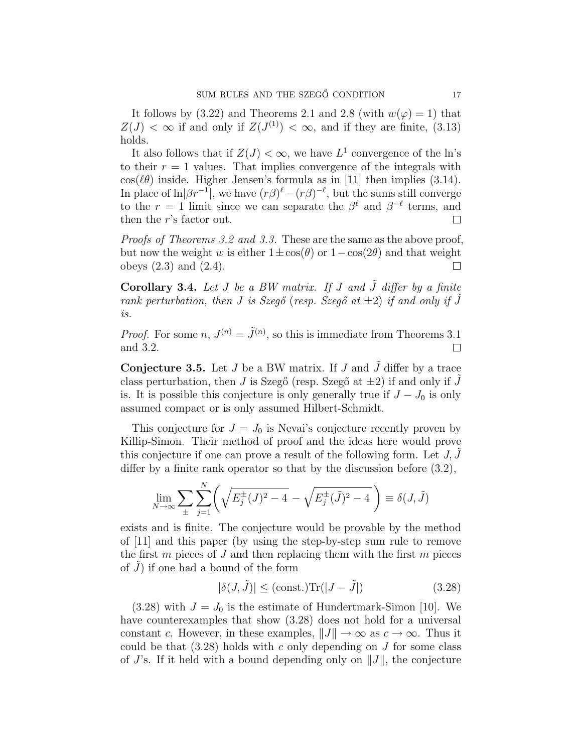It follows by (3.22) and Theorems 2.1 and 2.8 (with $w(\varphi) = 1$) that $Z(J) < \infty$ if and only if $Z(J^{(1)}) < \infty$, and if they are finite, (3.13) holds.

It also follows that if $Z(J) < \infty$, we have $L^1$ convergence of the ln's to their $r = 1$ values. That implies convergence of the integrals with $\cos(\ell\theta)$ inside. Higher Jensen's formula as in [11] then implies (3.14). In place of $\ln|\beta r^{-1}|$, we have $(r\beta)^\ell - (r\beta)^{-\ell}$, but the sums still converge to the $r = 1$ limit since we can separate the $\beta^\ell$ and $\beta^{-\ell}$ terms, and then the $r$'s factor out. □

*Proofs of Theorems 3.2 and 3.3.* These are the same as the above proof, but now the weight $w$ is either $1 \pm \cos(\theta)$ or $1 - \cos(2\theta)$ and that weight obeys (2.3) and (2.4). □

**Corollary 3.4.** *Let $J$ be a BW matrix. If $J$ and $\tilde{J}$ differ by a finite rank perturbation, then $J$ is Szegő (resp. Szegő at $\pm 2$) if and only if $\tilde{J}$ is.*

*Proof.* For some $n$, $J^{(n)} = \tilde{J}^{(n)}$, so this is immediate from Theorems 3.1 and 3.2. □

**Conjecture 3.5.** Let $J$ be a BW matrix. If $J$ and $\tilde{J}$ differ by a trace class perturbation, then $J$ is Szegő (resp. Szegő at $\pm 2$) if and only if $\tilde{J}$ is. It is possible this conjecture is only generally true if $J - J_0$ is only assumed compact or is only assumed Hilbert-Schmidt.

This conjecture for $J = J_0$ is Nevai's conjecture recently proven by Killip-Simon. Their method of proof and the ideas here would prove this conjecture if one can prove a result of the following form. Let $J, \tilde{J}$ differ by a finite rank operator so that by the discussion before (3.2),

$$\lim_{N\to\infty} \sum_{\pm} \sum_{j=1}^{N} \left( \sqrt{E_j^\pm(J)^2 - 4} - \sqrt{E_j^\pm(\tilde{J})^2 - 4} \right) \equiv \delta(J, \tilde{J})$$

exists and is finite. The conjecture would be provable by the method of [11] and this paper (by using the step-by-step sum rule to remove the first $m$ pieces of $J$ and then replacing them with the first $m$ pieces of $\tilde{J}$) if one had a bound of the form

$$|\delta(J, \tilde{J})| \leq (\text{const.}) \operatorname{Tr}(|J - \tilde{J}|) \tag{3.28}$$

(3.28) with $J = J_0$ is the estimate of Hundertmark-Simon [10]. We have counterexamples that show (3.28) does not hold for a universal constant $c$. However, in these examples, $\|J\| \to \infty$ as $c \to \infty$. Thus it could be that (3.28) holds with $c$ only depending on $J$ for some class of $J$'s. If it held with a bound depending only on $\|J\|$, the conjecture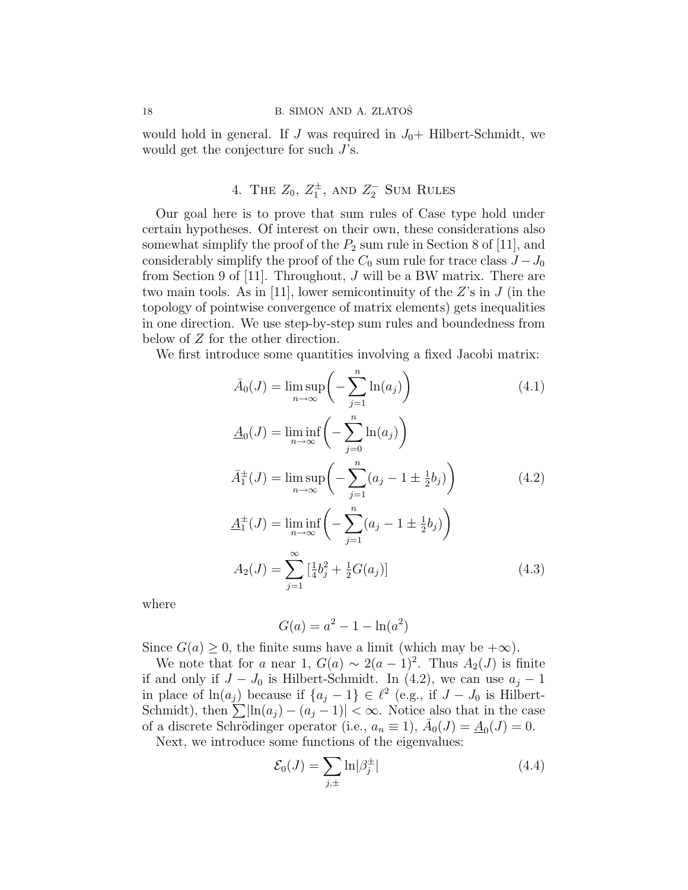would hold in general. If $J$ was required in $J_0$+ Hilbert-Schmidt, we would get the conjecture for such $J$'s.

## 4. The $Z_0$, $Z_1^\pm$, and $Z_2^-$ Sum Rules

Our goal here is to prove that sum rules of Case type hold under certain hypotheses. Of interest on their own, these considerations also somewhat simplify the proof of the $P_2$ sum rule in Section 8 of [11], and considerably simplify the proof of the $C_0$ sum rule for trace class $J - J_0$ from Section 9 of [11]. Throughout, $J$ will be a BW matrix. There are two main tools. As in [11], lower semicontinuity of the $Z$'s in $J$ (in the topology of pointwise convergence of matrix elements) gets inequalities in one direction. We use step-by-step sum rules and boundedness from below of $Z$ for the other direction.

We first introduce some quantities involving a fixed Jacobi matrix:

$$\bar{A}_0(J) = \limsup_{n\to\infty}\biggl(-\sum_{j=1}^n \ln(a_j)\biggr) \tag{4.1}$$

$$\underline{A}_0(J) = \liminf_{n\to\infty}\biggl(-\sum_{j=0}^n \ln(a_j)\biggr)$$

$$\bar{A}_1^\pm(J) = \limsup_{n\to\infty}\biggl(-\sum_{j=1}^n (a_j - 1 \pm \tfrac{1}{2}b_j)\biggr) \tag{4.2}$$

$$\underline{A}_1^\pm(J) = \liminf_{n\to\infty}\biggl(-\sum_{j=1}^n (a_j - 1 \pm \tfrac{1}{2}b_j)\biggr)$$

$$A_2(J) = \sum_{j=1}^\infty \bigl[\tfrac{1}{4}b_j^2 + \tfrac{1}{2}G(a_j)\bigr] \tag{4.3}$$

where

$$G(a) = a^2 - 1 - \ln(a^2)$$

Since $G(a) \geq 0$, the finite sums have a limit (which may be $+\infty$).

We note that for $a$ near 1, $G(a) \sim 2(a-1)^2$. Thus $A_2(J)$ is finite if and only if $J - J_0$ is Hilbert-Schmidt. In (4.2), we can use $a_j - 1$ in place of $\ln(a_j)$ because if $\{a_j - 1\} \in \ell^2$ (e.g., if $J - J_0$ is Hilbert-Schmidt), then $\sum \lvert\ln(a_j) - (a_j - 1)\rvert < \infty$. Notice also that in the case of a discrete Schrödinger operator (i.e., $a_n \equiv 1$), $\bar{A}_0(J) = \underline{A}_0(J) = 0$.

Next, we introduce some functions of the eigenvalues:

$$\mathcal{E}_0(J) = \sum_{j,\pm} \ln\lvert\beta_j^\pm\rvert \tag{4.4}$$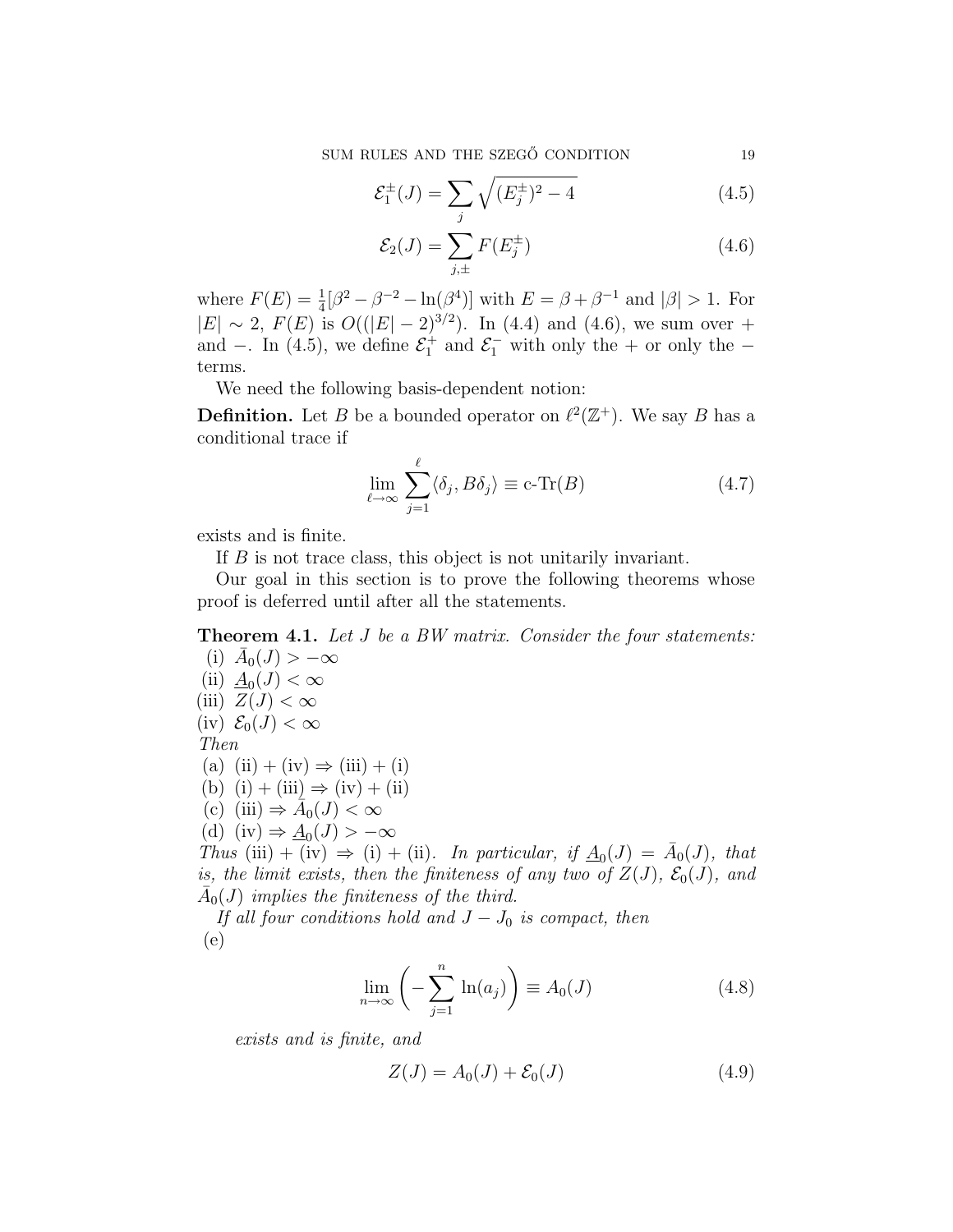$$\mathcal{E}_1^{\pm}(J) = \sum_j \sqrt{(E_j^{\pm})^2 - 4} \tag{4.5}$$

$$\mathcal{E}_2(J) = \sum_{j,\pm} F(E_j^{\pm}) \tag{4.6}$$

where $F(E) = \frac{1}{4}[\beta^2 - \beta^{-2} - \ln(\beta^4)]$ with $E = \beta + \beta^{-1}$ and $|\beta| > 1$. For $|E| \sim 2$, $F(E)$ is $O((|E| - 2)^{3/2})$. In (4.4) and (4.6), we sum over $+$ and $-$. In (4.5), we define $\mathcal{E}_1^+$ and $\mathcal{E}_1^-$ with only the $+$ or only the $-$ terms.

We need the following basis-dependent notion:

**Definition.** Let $B$ be a bounded operator on $\ell^2(\mathbb{Z}^+)$. We say $B$ has a conditional trace if

$$\lim_{\ell \to \infty} \sum_{j=1}^{\ell} \langle \delta_j, B\delta_j \rangle \equiv \text{c-Tr}(B) \tag{4.7}$$

exists and is finite.

If $B$ is not trace class, this object is not unitarily invariant.

Our goal in this section is to prove the following theorems whose proof is deferred until after all the statements.

**Theorem 4.1.** *Let $J$ be a BW matrix. Consider the four statements:*
(i) $\bar{A}_0(J) > -\infty$
(ii) $\underline{A}_0(J) < \infty$
(iii) $Z(J) < \infty$
(iv) $\mathcal{E}_0(J) < \infty$
*Then*
(a) (ii) + (iv) $\Rightarrow$ (iii) + (i)
(b) (i) + (iii) $\Rightarrow$ (iv) + (ii)
(c) (iii) $\Rightarrow \bar{A}_0(J) < \infty$
(d) (iv) $\Rightarrow \underline{A}_0(J) > -\infty$
*Thus* (iii) + (iv) $\Rightarrow$ (i) + (ii). *In particular, if $\underline{A}_0(J) = \bar{A}_0(J)$, that is, the limit exists, then the finiteness of any two of $Z(J)$, $\mathcal{E}_0(J)$, and $\bar{A}_0(J)$ implies the finiteness of the third.*

*If all four conditions hold and $J - J_0$ is compact, then*
(e)

$$\lim_{n \to \infty} \left( -\sum_{j=1}^{n} \ln(a_j) \right) \equiv A_0(J) \tag{4.8}$$

*exists and is finite, and*

$$Z(J) = A_0(J) + \mathcal{E}_0(J) \tag{4.9}$$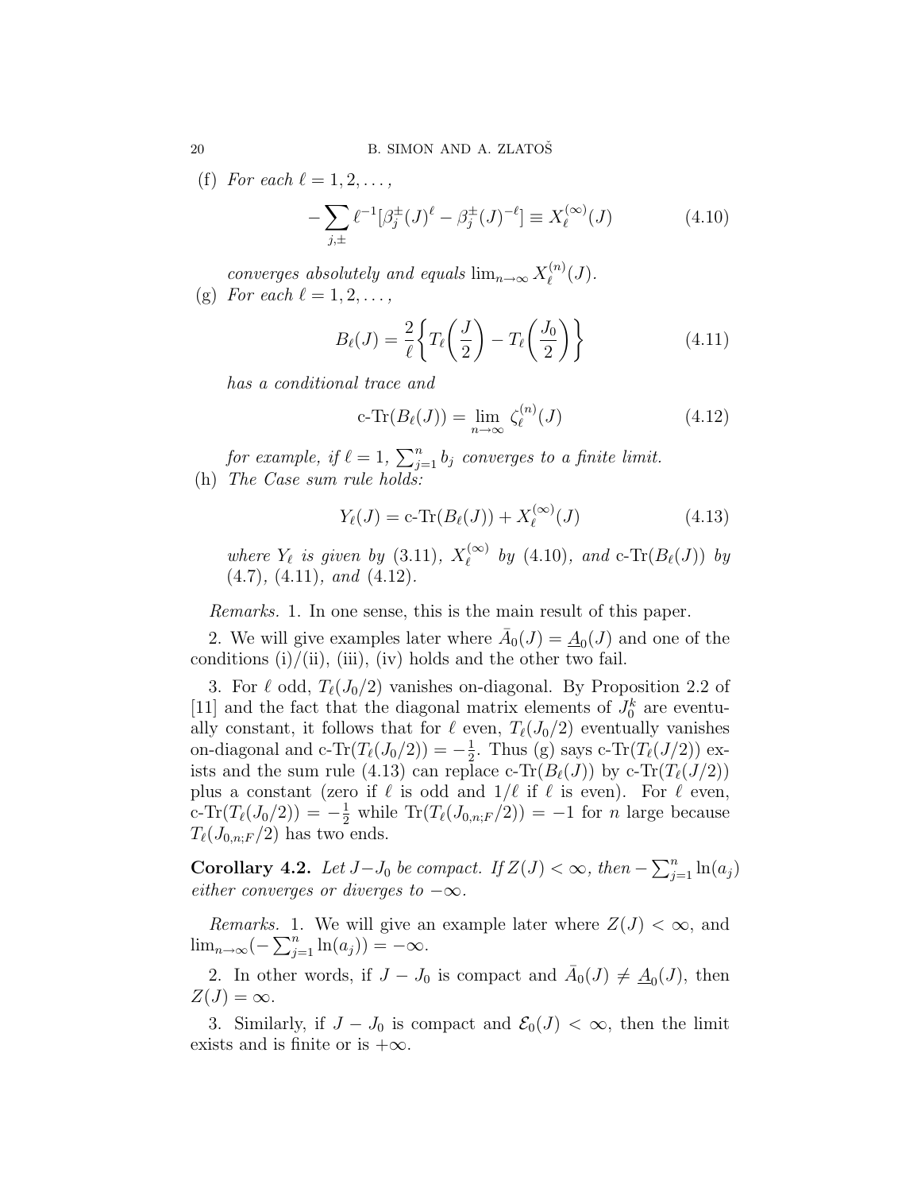(f) *For each* $\ell = 1, 2, \dots,$

$$-\sum_{j,\pm} \ell^{-1}[\beta_j^{\pm}(J)^{\ell} - \beta_j^{\pm}(J)^{-\ell}] \equiv X_\ell^{(\infty)}(J) \tag{4.10}$$

*converges absolutely and equals* $\lim_{n\to\infty} X_\ell^{(n)}(J)$.

(g) *For each* $\ell = 1, 2, \dots,$

$$B_\ell(J) = \frac{2}{\ell}\left\{T_\ell\left(\frac{J}{2}\right) - T_\ell\left(\frac{J_0}{2}\right)\right\} \tag{4.11}$$

*has a conditional trace and*

$$\text{c-Tr}(B_\ell(J)) = \lim_{n\to\infty} \zeta_\ell^{(n)}(J) \tag{4.12}$$

*for example, if* $\ell = 1$, $\sum_{j=1}^n b_j$ *converges to a finite limit.*

(h) *The Case sum rule holds:*

$$Y_\ell(J) = \text{c-Tr}(B_\ell(J)) + X_\ell^{(\infty)}(J) \tag{4.13}$$

*where* $Y_\ell$ *is given by* (3.11), $X_\ell^{(\infty)}$ *by* (4.10), *and* c-Tr$(B_\ell(J))$ *by* (4.7), (4.11), *and* (4.12).

*Remarks.* 1. In one sense, this is the main result of this paper.

2. We will give examples later where $\bar{A}_0(J) = \underline{A}_0(J)$ and one of the conditions (i)/(ii), (iii), (iv) holds and the other two fail.

3. For $\ell$ odd, $T_\ell(J_0/2)$ vanishes on-diagonal. By Proposition 2.2 of [11] and the fact that the diagonal matrix elements of $J_0^k$ are eventually constant, it follows that for $\ell$ even, $T_\ell(J_0/2)$ eventually vanishes on-diagonal and c-Tr$(T_\ell(J_0/2)) = -\frac{1}{2}$. Thus (g) says c-Tr$(T_\ell(J/2))$ exists and the sum rule (4.13) can replace c-Tr$(B_\ell(J))$ by c-Tr$(T_\ell(J/2))$ plus a constant (zero if $\ell$ is odd and $1/\ell$ if $\ell$ is even). For $\ell$ even, c-Tr$(T_\ell(J_0/2)) = -\frac{1}{2}$ while Tr$(T_\ell(J_{0,n;F}/2)) = -1$ for $n$ large because $T_\ell(J_{0,n;F}/2)$ has two ends.

**Corollary 4.2.** *Let* $J - J_0$ *be compact. If* $Z(J) < \infty$, *then* $-\sum_{j=1}^n \ln(a_j)$ *either converges or diverges to* $-\infty$.

*Remarks.* 1. We will give an example later where $Z(J) < \infty$, and $\lim_{n\to\infty}(-\sum_{j=1}^n \ln(a_j)) = -\infty$.

2. In other words, if $J - J_0$ is compact and $\bar{A}_0(J) \neq \underline{A}_0(J)$, then $Z(J) = \infty$.

3. Similarly, if $J - J_0$ is compact and $\mathcal{E}_0(J) < \infty$, then the limit exists and is finite or is $+\infty$.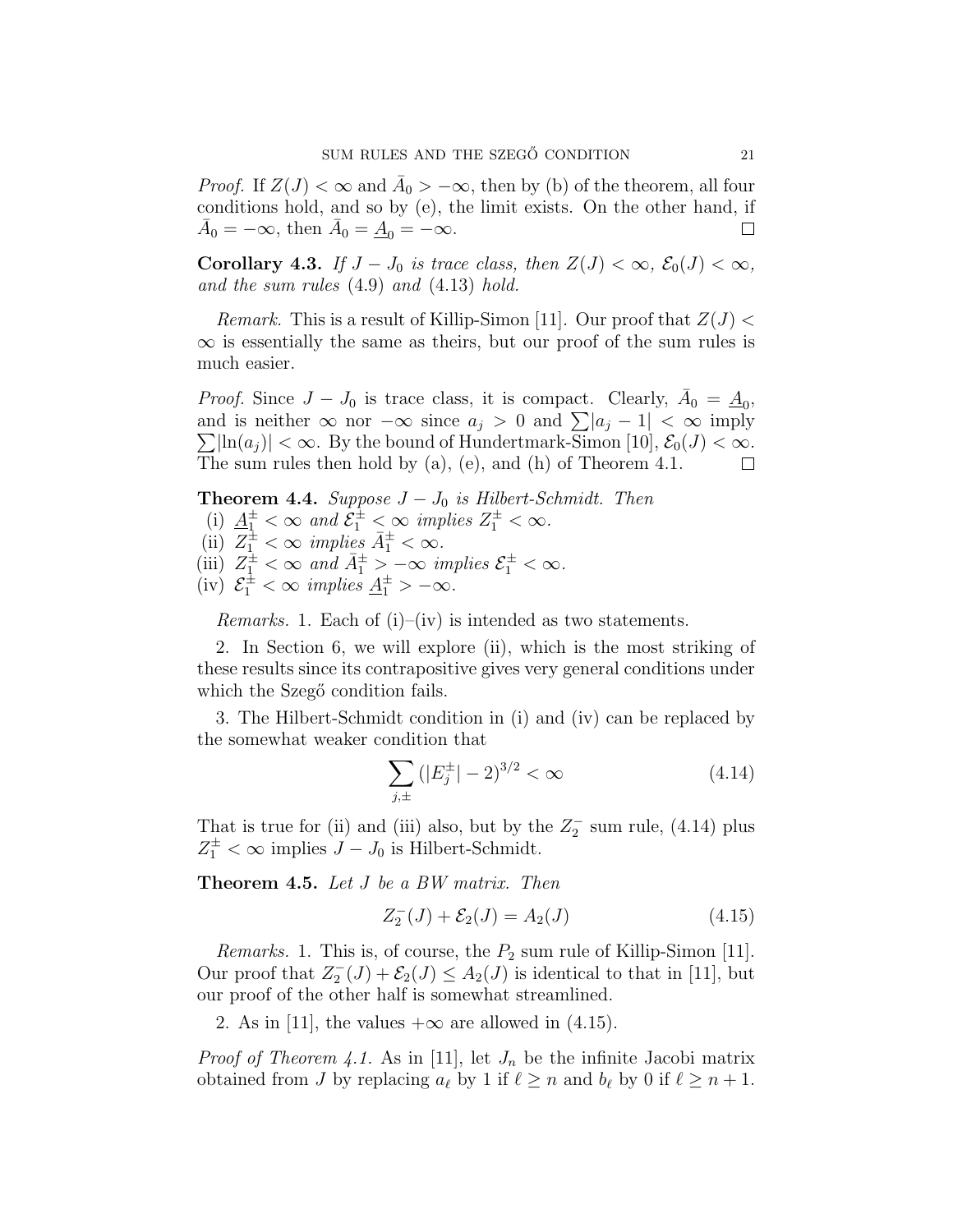*Proof.* If $Z(J) < \infty$ and $\bar{A}_0 > -\infty$, then by (b) of the theorem, all four conditions hold, and so by (e), the limit exists. On the other hand, if $\bar{A}_0 = -\infty$, then $\bar{A}_0 = \underline{A}_0 = -\infty$. □

**Corollary 4.3.** *If $J - J_0$ is trace class, then $Z(J) < \infty$, $\mathcal{E}_0(J) < \infty$, and the sum rules* (4.9) *and* (4.13) *hold.*

*Remark.* This is a result of Killip-Simon [11]. Our proof that $Z(J) < \infty$ is essentially the same as theirs, but our proof of the sum rules is much easier.

*Proof.* Since $J - J_0$ is trace class, it is compact. Clearly, $\bar{A}_0 = \underline{A}_0$, and is neither $\infty$ nor $-\infty$ since $a_j > 0$ and $\sum |a_j - 1| < \infty$ imply $\sum |\ln(a_j)| < \infty$. By the bound of Hundertmark-Simon [10], $\mathcal{E}_0(J) < \infty$. The sum rules then hold by (a), (e), and (h) of Theorem 4.1. □

**Theorem 4.4.** *Suppose $J - J_0$ is Hilbert-Schmidt. Then*
(i) *$\underline{A}_1^\pm < \infty$ and $\mathcal{E}_1^\pm < \infty$ implies $Z_1^\pm < \infty$.*
(ii) *$Z_1^\pm < \infty$ implies $\bar{A}_1^\pm < \infty$.*
(iii) *$Z_1^\pm < \infty$ and $\bar{A}_1^\pm > -\infty$ implies $\mathcal{E}_1^\pm < \infty$.*
(iv) *$\mathcal{E}_1^\pm < \infty$ implies $\underline{A}_1^\pm > -\infty$.*

*Remarks.* 1. Each of (i)–(iv) is intended as two statements.

2. In Section 6, we will explore (ii), which is the most striking of these results since its contrapositive gives very general conditions under which the Szegő condition fails.

3. The Hilbert-Schmidt condition in (i) and (iv) can be replaced by the somewhat weaker condition that

$$\sum_{j,\pm} (|E_j^\pm| - 2)^{3/2} < \infty \tag{4.14}$$

That is true for (ii) and (iii) also, but by the $Z_2^-$ sum rule, (4.14) plus $Z_1^\pm < \infty$ implies $J - J_0$ is Hilbert-Schmidt.

**Theorem 4.5.** *Let $J$ be a BW matrix. Then*

$$Z_2^-(J) + \mathcal{E}_2(J) = A_2(J) \tag{4.15}$$

*Remarks.* 1. This is, of course, the $P_2$ sum rule of Killip-Simon [11]. Our proof that $Z_2^-(J) + \mathcal{E}_2(J) \leq A_2(J)$ is identical to that in [11], but our proof of the other half is somewhat streamlined.

2. As in [11], the values $+\infty$ are allowed in (4.15).

*Proof of Theorem 4.1.* As in [11], let $J_n$ be the infinite Jacobi matrix obtained from $J$ by replacing $a_\ell$ by 1 if $\ell \geq n$ and $b_\ell$ by 0 if $\ell \geq n + 1$.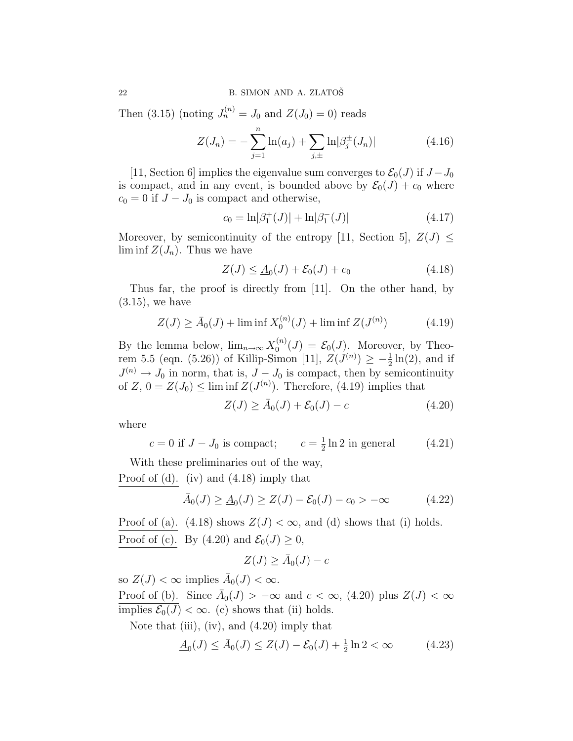Then (3.15) (noting $J_n^{(n)} = J_0$ and $Z(J_0) = 0$) reads

$$Z(J_n) = -\sum_{j=1}^{n} \ln(a_j) + \sum_{j,\pm} \ln|\beta_j^{\pm}(J_n)| \tag{4.16}$$

[11, Section 6] implies the eigenvalue sum converges to $\mathcal{E}_0(J)$ if $J - J_0$ is compact, and in any event, is bounded above by $\mathcal{E}_0(J) + c_0$ where $c_0 = 0$ if $J - J_0$ is compact and otherwise,

$$c_0 = \ln|\beta_1^+(J)| + \ln|\beta_1^-(J)| \tag{4.17}$$

Moreover, by semicontinuity of the entropy [11, Section 5], $Z(J) \leq \liminf Z(J_n)$. Thus we have

$$Z(J) \leq \underline{A}_0(J) + \mathcal{E}_0(J) + c_0 \tag{4.18}$$

Thus far, the proof is directly from [11]. On the other hand, by (3.15), we have

$$Z(J) \geq \bar{A}_0(J) + \liminf X_0^{(n)}(J) + \liminf Z(J^{(n)}) \tag{4.19}$$

By the lemma below, $\lim_{n\to\infty} X_0^{(n)}(J) = \mathcal{E}_0(J)$. Moreover, by Theorem 5.5 (eqn. (5.26)) of Killip-Simon [11], $Z(J^{(n)}) \geq -\frac{1}{2}\ln(2)$, and if $J^{(n)} \to J_0$ in norm, that is, $J - J_0$ is compact, then by semicontinuity of $Z$, $0 = Z(J_0) \leq \liminf Z(J^{(n)})$. Therefore, (4.19) implies that

$$Z(J) \geq \bar{A}_0(J) + \mathcal{E}_0(J) - c \tag{4.20}$$

where

$$c = 0 \text{ if } J - J_0 \text{ is compact;} \qquad c = \tfrac{1}{2}\ln 2 \text{ in general} \tag{4.21}$$

With these preliminaries out of the way,

Proof of (d). (iv) and (4.18) imply that

$$\bar{A}_0(J) \geq \underline{A}_0(J) \geq Z(J) - \mathcal{E}_0(J) - c_0 > -\infty \tag{4.22}$$

Proof of (a). (4.18) shows $Z(J) < \infty$, and (d) shows that (i) holds.

Proof of (c). By (4.20) and $\mathcal{E}_0(J) \geq 0$,

$$Z(J) \geq \bar{A}_0(J) - c$$

so $Z(J) < \infty$ implies $\bar{A}_0(J) < \infty$.

Proof of (b). Since $\bar{A}_0(J) > -\infty$ and $c < \infty$, (4.20) plus $Z(J) < \infty$ implies $\mathcal{E}_0(J) < \infty$. (c) shows that (ii) holds.

Note that (iii), (iv), and (4.20) imply that

$$\underline{A}_0(J) \leq \bar{A}_0(J) \leq Z(J) - \mathcal{E}_0(J) + \tfrac{1}{2}\ln 2 < \infty \tag{4.23}$$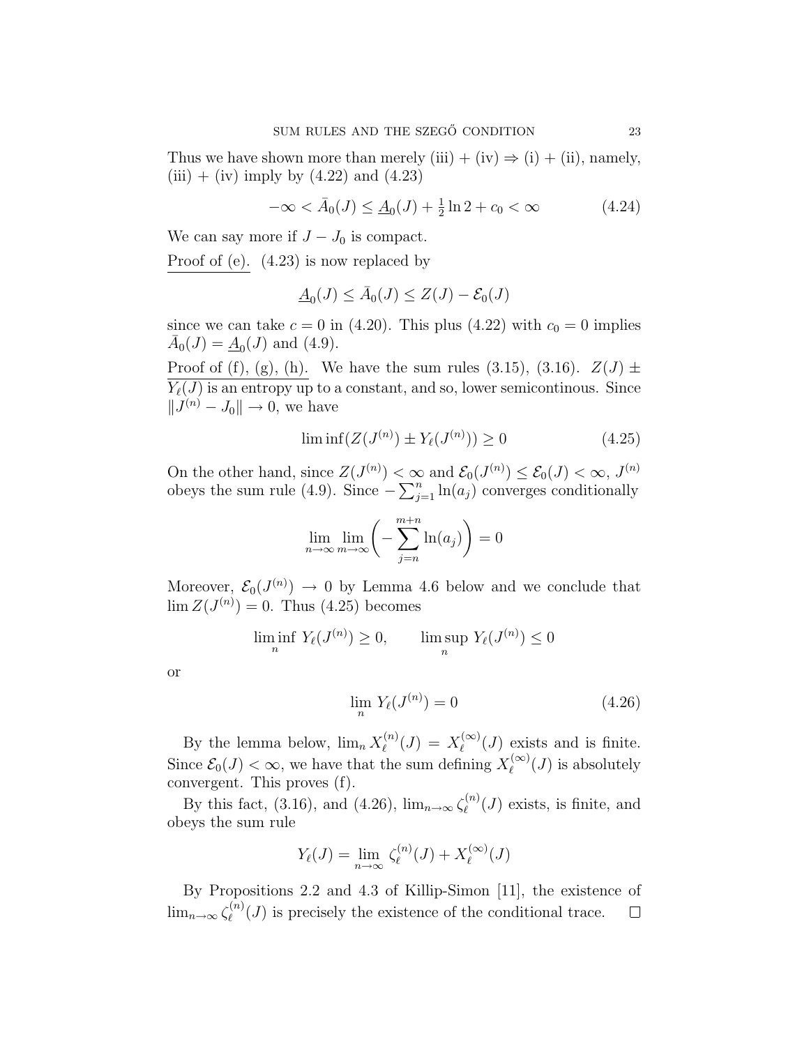Thus we have shown more than merely (iii) + (iv) ⇒ (i) + (ii), namely, (iii) + (iv) imply by (4.22) and (4.23)

$$-\infty < \bar{A}_0(J) \leq \underline{A}_0(J) + \tfrac{1}{2}\ln 2 + c_0 < \infty \tag{4.24}$$

We can say more if $J - J_0$ is compact.

Proof of (e). (4.23) is now replaced by

$$\underline{A}_0(J) \leq \bar{A}_0(J) \leq Z(J) - \mathcal{E}_0(J)$$

since we can take $c = 0$ in (4.20). This plus (4.22) with $c_0 = 0$ implies $\bar{A}_0(J) = \underline{A}_0(J)$ and (4.9).

Proof of (f), (g), (h). We have the sum rules (3.15), (3.16). $Z(J) \pm Y_\ell(J)$ is an entropy up to a constant, and so, lower semicontinous. Since $\|J^{(n)} - J_0\| \to 0$, we have

$$\liminf (Z(J^{(n)}) \pm Y_\ell(J^{(n)})) \geq 0 \tag{4.25}$$

On the other hand, since $Z(J^{(n)}) < \infty$ and $\mathcal{E}_0(J^{(n)}) \leq \mathcal{E}_0(J) < \infty$, $J^{(n)}$ obeys the sum rule (4.9). Since $-\sum_{j=1}^n \ln(a_j)$ converges conditionally

$$\lim_{n\to\infty} \lim_{m\to\infty} \left( -\sum_{j=n}^{m+n} \ln(a_j) \right) = 0$$

Moreover, $\mathcal{E}_0(J^{(n)}) \to 0$ by Lemma 4.6 below and we conclude that $\lim Z(J^{(n)}) = 0$. Thus (4.25) becomes

$$\liminf_n \, Y_\ell(J^{(n)}) \geq 0, \qquad \limsup_n \, Y_\ell(J^{(n)}) \leq 0$$

or

$$\lim_n \, Y_\ell(J^{(n)}) = 0 \tag{4.26}$$

By the lemma below, $\lim_n X_\ell^{(n)}(J) = X_\ell^{(\infty)}(J)$ exists and is finite. Since $\mathcal{E}_0(J) < \infty$, we have that the sum defining $X_\ell^{(\infty)}(J)$ is absolutely convergent. This proves (f).

By this fact, (3.16), and (4.26), $\lim_{n\to\infty} \zeta_\ell^{(n)}(J)$ exists, is finite, and obeys the sum rule

$$Y_\ell(J) = \lim_{n\to\infty} \zeta_\ell^{(n)}(J) + X_\ell^{(\infty)}(J)$$

By Propositions 2.2 and 4.3 of Killip-Simon [11], the existence of $\lim_{n\to\infty} \zeta_\ell^{(n)}(J)$ is precisely the existence of the conditional trace. □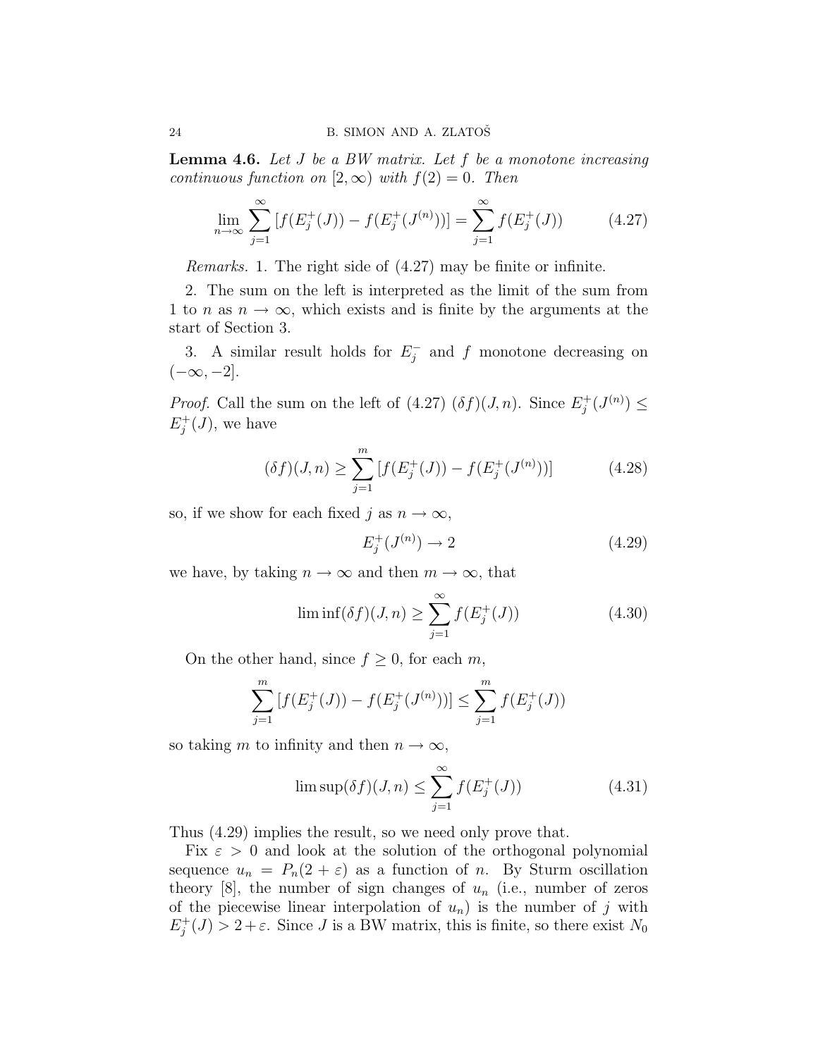**Lemma 4.6.** *Let $J$ be a BW matrix. Let $f$ be a monotone increasing continuous function on $[2,\infty)$ with $f(2)=0$. Then*

$$\lim_{n\to\infty} \sum_{j=1}^{\infty} [f(E_j^+(J)) - f(E_j^+(J^{(n)}))] = \sum_{j=1}^{\infty} f(E_j^+(J)) \tag{4.27}$$

*Remarks.* 1. The right side of (4.27) may be finite or infinite.

2. The sum on the left is interpreted as the limit of the sum from 1 to $n$ as $n\to\infty$, which exists and is finite by the arguments at the start of Section 3.

3. A similar result holds for $E_j^-$ and $f$ monotone decreasing on $(-\infty,-2]$.

*Proof.* Call the sum on the left of (4.27) $(\delta f)(J,n)$. Since $E_j^+(J^{(n)}) \leq E_j^+(J)$, we have

$$(\delta f)(J,n) \geq \sum_{j=1}^{m} [f(E_j^+(J)) - f(E_j^+(J^{(n)}))] \tag{4.28}$$

so, if we show for each fixed $j$ as $n\to\infty$,

$$E_j^+(J^{(n)}) \to 2 \tag{4.29}$$

we have, by taking $n\to\infty$ and then $m\to\infty$, that

$$\liminf (\delta f)(J,n) \geq \sum_{j=1}^{\infty} f(E_j^+(J)) \tag{4.30}$$

On the other hand, since $f \geq 0$, for each $m$,

$$\sum_{j=1}^{m} [f(E_j^+(J)) - f(E_j^+(J^{(n)}))] \leq \sum_{j=1}^{m} f(E_j^+(J))$$

so taking $m$ to infinity and then $n\to\infty$,

$$\limsup (\delta f)(J,n) \leq \sum_{j=1}^{\infty} f(E_j^+(J)) \tag{4.31}$$

Thus (4.29) implies the result, so we need only prove that.

Fix $\varepsilon > 0$ and look at the solution of the orthogonal polynomial sequence $u_n = P_n(2+\varepsilon)$ as a function of $n$. By Sturm oscillation theory [8], the number of sign changes of $u_n$ (i.e., number of zeros of the piecewise linear interpolation of $u_n$) is the number of $j$ with $E_j^+(J) > 2+\varepsilon$. Since $J$ is a BW matrix, this is finite, so there exist $N_0$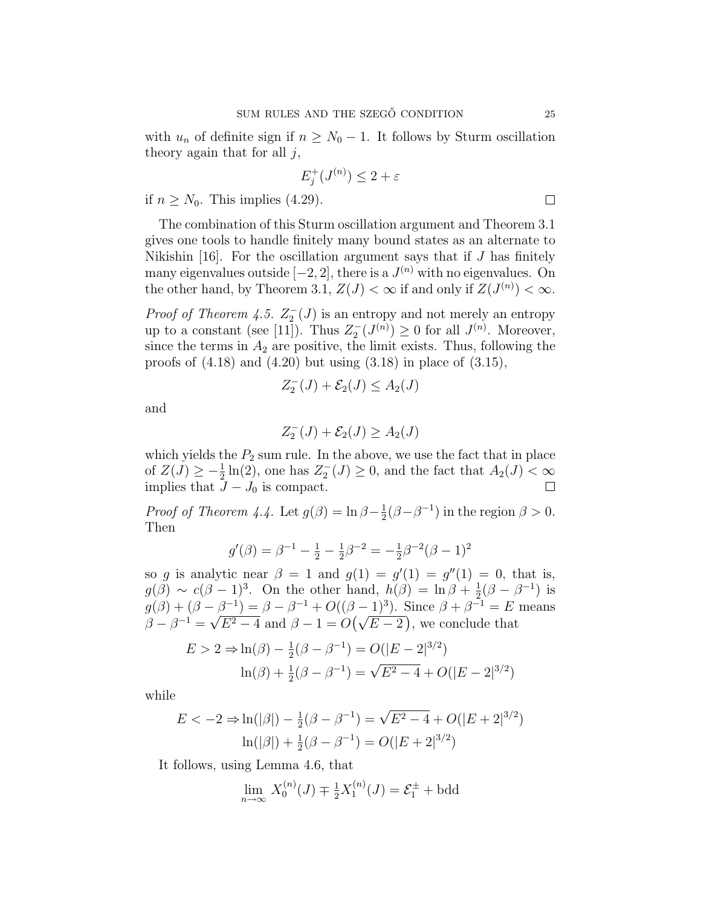with $u_n$ of definite sign if $n \geq N_0 - 1$. It follows by Sturm oscillation theory again that for all $j$,

$$E_j^+(J^{(n)}) \leq 2 + \varepsilon$$

if $n \geq N_0$. This implies (4.29). $\square$

The combination of this Sturm oscillation argument and Theorem 3.1 gives one tools to handle finitely many bound states as an alternate to Nikishin [16]. For the oscillation argument says that if $J$ has finitely many eigenvalues outside $[-2, 2]$, there is a $J^{(n)}$ with no eigenvalues. On the other hand, by Theorem 3.1, $Z(J) < \infty$ if and only if $Z(J^{(n)}) < \infty$.

*Proof of Theorem 4.5.* $Z_2^-(J)$ is an entropy and not merely an entropy up to a constant (see [11]). Thus $Z_2^-(J^{(n)}) \geq 0$ for all $J^{(n)}$. Moreover, since the terms in $A_2$ are positive, the limit exists. Thus, following the proofs of (4.18) and (4.20) but using (3.18) in place of (3.15),

$$Z_2^-(J) + \mathcal{E}_2(J) \leq A_2(J)$$

and

$$Z_2^-(J) + \mathcal{E}_2(J) \geq A_2(J)$$

which yields the $P_2$ sum rule. In the above, we use the fact that in place of $Z(J) \geq -\frac{1}{2}\ln(2)$, one has $Z_2^-(J) \geq 0$, and the fact that $A_2(J) < \infty$ implies that $J - J_0$ is compact. $\square$

*Proof of Theorem 4.4.* Let $g(\beta) = \ln\beta - \frac{1}{2}(\beta - \beta^{-1})$ in the region $\beta > 0$. Then

$$g'(\beta) = \beta^{-1} - \tfrac{1}{2} - \tfrac{1}{2}\beta^{-2} = -\tfrac{1}{2}\beta^{-2}(\beta - 1)^2$$

so $g$ is analytic near $\beta = 1$ and $g(1) = g'(1) = g''(1) = 0$, that is, $g(\beta) \sim c(\beta - 1)^3$. On the other hand, $h(\beta) = \ln\beta + \frac{1}{2}(\beta - \beta^{-1})$ is $g(\beta) + (\beta - \beta^{-1}) = \beta - \beta^{-1} + O((\beta - 1)^3)$. Since $\beta + \beta^{-1} = E$ means $\beta - \beta^{-1} = \sqrt{E^2 - 4}$ and $\beta - 1 = O(\sqrt{E - 2})$, we conclude that

$$\begin{aligned} E > 2 \Rightarrow &\ln(\beta) - \tfrac{1}{2}(\beta - \beta^{-1}) = O(|E - 2|^{3/2}) \\ &\ln(\beta) + \tfrac{1}{2}(\beta - \beta^{-1}) = \sqrt{E^2 - 4} + O(|E - 2|^{3/2}) \end{aligned}$$

while

$$\begin{aligned} E < -2 \Rightarrow &\ln(|\beta|) - \tfrac{1}{2}(\beta - \beta^{-1}) = \sqrt{E^2 - 4} + O(|E + 2|^{3/2}) \\ &\ln(|\beta|) + \tfrac{1}{2}(\beta - \beta^{-1}) = O(|E + 2|^{3/2}) \end{aligned}$$

It follows, using Lemma 4.6, that

$$\lim_{n\to\infty} X_0^{(n)}(J) \mp \tfrac{1}{2}X_1^{(n)}(J) = \mathcal{E}_1^{\pm} + \text{bdd}$$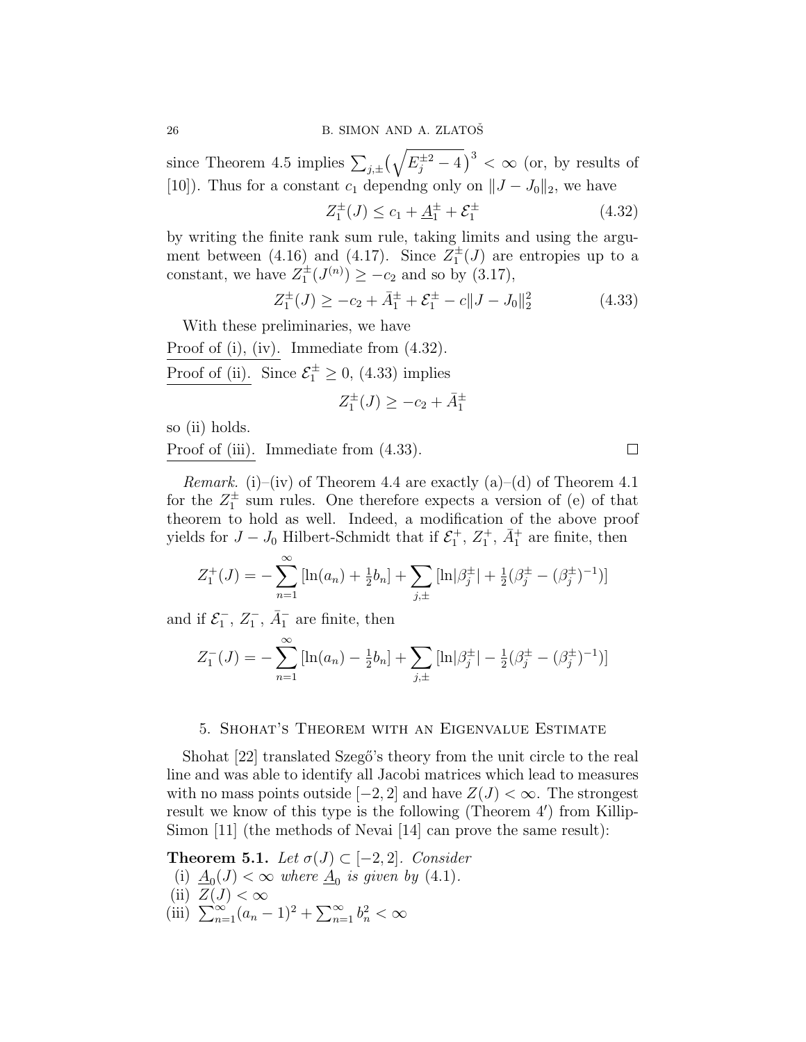since Theorem 4.5 implies $\sum_{j,\pm}\big(\sqrt{E_j^{\pm 2}-4}\big)^3 < \infty$ (or, by results of [10]). Thus for a constant $c_1$ dependng only on $\|J-J_0\|_2$, we have

$$Z_1^\pm(J) \leq c_1 + \underline{A}_1^\pm + \mathcal{E}_1^\pm \tag{4.32}$$

by writing the finite rank sum rule, taking limits and using the argument between (4.16) and (4.17). Since $Z_1^\pm(J)$ are entropies up to a constant, we have $Z_1^\pm(J^{(n)}) \geq -c_2$ and so by (3.17),

$$Z_1^\pm(J) \geq -c_2 + \bar{A}_1^\pm + \mathcal{E}_1^\pm - c\|J-J_0\|_2^2 \tag{4.33}$$

With these preliminaries, we have

Proof of (i), (iv). Immediate from (4.32).

Proof of (ii). Since $\mathcal{E}_1^\pm \geq 0$, (4.33) implies

$$Z_1^\pm(J) \geq -c_2 + \bar{A}_1^\pm$$

so (ii) holds.

Proof of (iii). Immediate from (4.33). □

*Remark.* (i)–(iv) of Theorem 4.4 are exactly (a)–(d) of Theorem 4.1 for the $Z_1^\pm$ sum rules. One therefore expects a version of (e) of that theorem to hold as well. Indeed, a modification of the above proof yields for $J-J_0$ Hilbert-Schmidt that if $\mathcal{E}_1^+$, $Z_1^+$, $\bar{A}_1^+$ are finite, then

$$Z_1^+(J) = -\sum_{n=1}^\infty [\ln(a_n) + \tfrac{1}{2}b_n] + \sum_{j,\pm} [\ln|\beta_j^\pm| + \tfrac{1}{2}(\beta_j^\pm - (\beta_j^\pm)^{-1})]$$

and if $\mathcal{E}_1^-$, $Z_1^-$, $\bar{A}_1^-$ are finite, then

$$Z_1^-(J) = -\sum_{n=1}^\infty [\ln(a_n) - \tfrac{1}{2}b_n] + \sum_{j,\pm} [\ln|\beta_j^\pm| - \tfrac{1}{2}(\beta_j^\pm - (\beta_j^\pm)^{-1})]$$

## 5. Shohat's Theorem with an Eigenvalue Estimate

Shohat [22] translated Szegő's theory from the unit circle to the real line and was able to identify all Jacobi matrices which lead to measures with no mass points outside $[-2,2]$ and have $Z(J) < \infty$. The strongest result we know of this type is the following (Theorem 4′) from Killip-Simon [11] (the methods of Nevai [14] can prove the same result):

**Theorem 5.1.** *Let $\sigma(J) \subset [-2,2]$. Consider*

(i) $\underline{A}_0(J) < \infty$ *where $\underline{A}_0$ is given by* (4.1).

(ii) $Z(J) < \infty$

(iii) $\sum_{n=1}^\infty (a_n-1)^2 + \sum_{n=1}^\infty b_n^2 < \infty$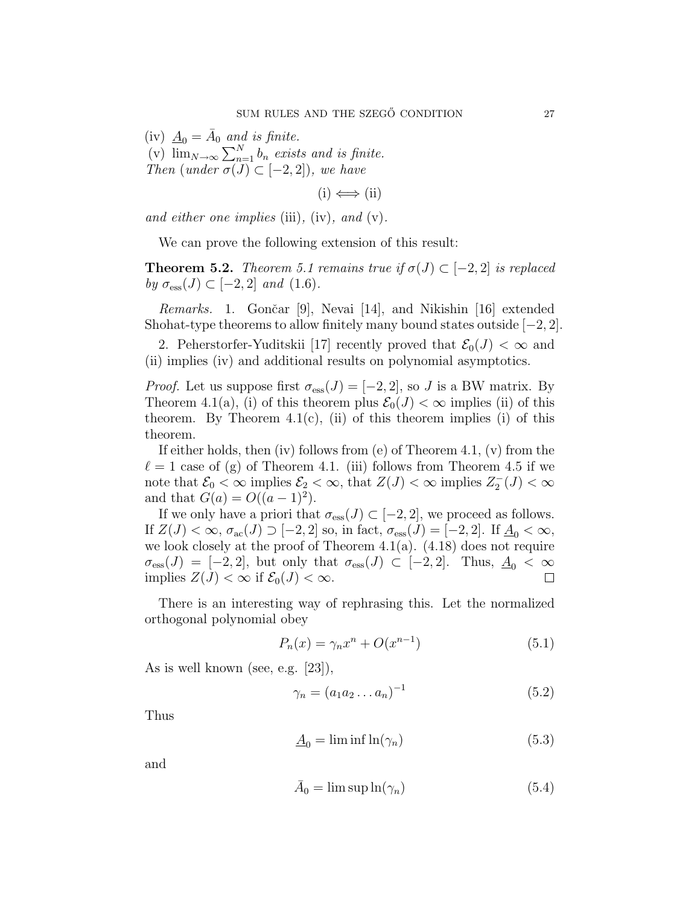(iv) $\underline{A}_0 = \bar{A}_0$ *and is finite.*
(v) $\lim_{N\to\infty} \sum_{n=1}^N b_n$ *exists and is finite.*
*Then (under $\sigma(J) \subset [-2,2]$), we have*

$$\text{(i)} \iff \text{(ii)}$$

*and either one implies* (iii)*,* (iv)*, and* (v)*.*

We can prove the following extension of this result:

**Theorem 5.2.** *Theorem 5.1 remains true if $\sigma(J) \subset [-2,2]$ is replaced by $\sigma_{\text{ess}}(J) \subset [-2,2]$ and* (1.6)*.*

*Remarks.* 1. Gončar [9], Nevai [14], and Nikishin [16] extended Shohat-type theorems to allow finitely many bound states outside $[-2,2]$.

2. Peherstorfer-Yuditskii [17] recently proved that $\mathcal{E}_0(J) < \infty$ and (ii) implies (iv) and additional results on polynomial asymptotics.

*Proof.* Let us suppose first $\sigma_{\text{ess}}(J) = [-2,2]$, so $J$ is a BW matrix. By Theorem 4.1(a), (i) of this theorem plus $\mathcal{E}_0(J) < \infty$ implies (ii) of this theorem. By Theorem 4.1(c), (ii) of this theorem implies (i) of this theorem.

If either holds, then (iv) follows from (e) of Theorem 4.1, (v) from the $\ell = 1$ case of (g) of Theorem 4.1. (iii) follows from Theorem 4.5 if we note that $\mathcal{E}_0 < \infty$ implies $\mathcal{E}_2 < \infty$, that $Z(J) < \infty$ implies $Z_2^-(J) < \infty$ and that $G(a) = O((a-1)^2)$.

If we only have a priori that $\sigma_{\text{ess}}(J) \subset [-2,2]$, we proceed as follows. If $Z(J) < \infty$, $\sigma_{\text{ac}}(J) \supset [-2,2]$ so, in fact, $\sigma_{\text{ess}}(J) = [-2,2]$. If $\underline{A}_0 < \infty$, we look closely at the proof of Theorem 4.1(a). (4.18) does not require $\sigma_{\text{ess}}(J) = [-2,2]$, but only that $\sigma_{\text{ess}}(J) \subset [-2,2]$. Thus, $\underline{A}_0 < \infty$ implies $Z(J) < \infty$ if $\mathcal{E}_0(J) < \infty$. $\square$

There is an interesting way of rephrasing this. Let the normalized orthogonal polynomial obey

$$P_n(x) = \gamma_n x^n + O(x^{n-1}) \tag{5.1}$$

As is well known (see, e.g. [23]),

$$\gamma_n = (a_1 a_2 \dots a_n)^{-1} \tag{5.2}$$

Thus

$$\underline{A}_0 = \liminf \ln(\gamma_n) \tag{5.3}$$

and

$$\bar{A}_0 = \limsup \ln(\gamma_n) \tag{5.4}$$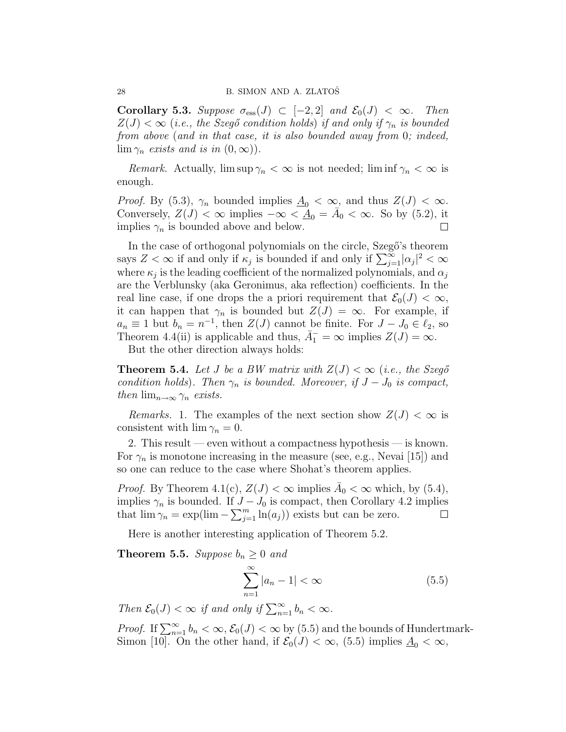**Corollary 5.3.** *Suppose $\sigma_{\rm ess}(J) \subset [-2,2]$ and $\mathcal{E}_0(J) < \infty$. Then $Z(J) < \infty$ (i.e., the Szegő condition holds) if and only if $\gamma_n$ is bounded from above (and in that case, it is also bounded away from 0; indeed, $\lim \gamma_n$ exists and is in $(0,\infty)$).*

*Remark.* Actually, $\limsup \gamma_n < \infty$ is not needed; $\liminf \gamma_n < \infty$ is enough.

*Proof.* By (5.3), $\gamma_n$ bounded implies $\underline{A}_0 < \infty$, and thus $Z(J) < \infty$. Conversely, $Z(J) < \infty$ implies $-\infty < \underline{A}_0 = \bar{A}_0 < \infty$. So by (5.2), it implies $\gamma_n$ is bounded above and below. $\square$

In the case of orthogonal polynomials on the circle, Szegő's theorem says $Z < \infty$ if and only if $\kappa_j$ is bounded if and only if $\sum_{j=1}^{\infty} |\alpha_j|^2 < \infty$ where $\kappa_j$ is the leading coefficient of the normalized polynomials, and $\alpha_j$ are the Verblunsky (aka Geronimus, aka reflection) coefficients. In the real line case, if one drops the a priori requirement that $\mathcal{E}_0(J) < \infty$, it can happen that $\gamma_n$ is bounded but $Z(J) = \infty$. For example, if $a_n \equiv 1$ but $b_n = n^{-1}$, then $Z(J)$ cannot be finite. For $J - J_0 \in \ell_2$, so Theorem 4.4(ii) is applicable and thus, $\bar{A}_1^- = \infty$ implies $Z(J) = \infty$.

But the other direction always holds:

**Theorem 5.4.** *Let $J$ be a BW matrix with $Z(J) < \infty$ (i.e., the Szegő condition holds). Then $\gamma_n$ is bounded. Moreover, if $J - J_0$ is compact, then $\lim_{n\to\infty} \gamma_n$ exists.*

*Remarks.* 1. The examples of the next section show $Z(J) < \infty$ is consistent with $\lim \gamma_n = 0$.

2. This result — even without a compactness hypothesis — is known. For $\gamma_n$ is monotone increasing in the measure (see, e.g., Nevai [15]) and so one can reduce to the case where Shohat's theorem applies.

*Proof.* By Theorem 4.1(c), $Z(J) < \infty$ implies $\bar{A}_0 < \infty$ which, by (5.4), implies $\gamma_n$ is bounded. If $J - J_0$ is compact, then Corollary 4.2 implies that $\lim \gamma_n = \exp(\lim -\sum_{j=1}^{m} \ln(a_j))$ exists but can be zero. $\square$

Here is another interesting application of Theorem 5.2.

**Theorem 5.5.** *Suppose $b_n \geq 0$ and*

$$\sum_{n=1}^{\infty} |a_n - 1| < \infty \tag{5.5}$$

*Then $\mathcal{E}_0(J) < \infty$ if and only if $\sum_{n=1}^{\infty} b_n < \infty$.*

*Proof.* If $\sum_{n=1}^{\infty} b_n < \infty$, $\mathcal{E}_0(J) < \infty$ by (5.5) and the bounds of Hundertmark-Simon [10]. On the other hand, if $\mathcal{E}_0(J) < \infty$, (5.5) implies $\underline{A}_0 < \infty$,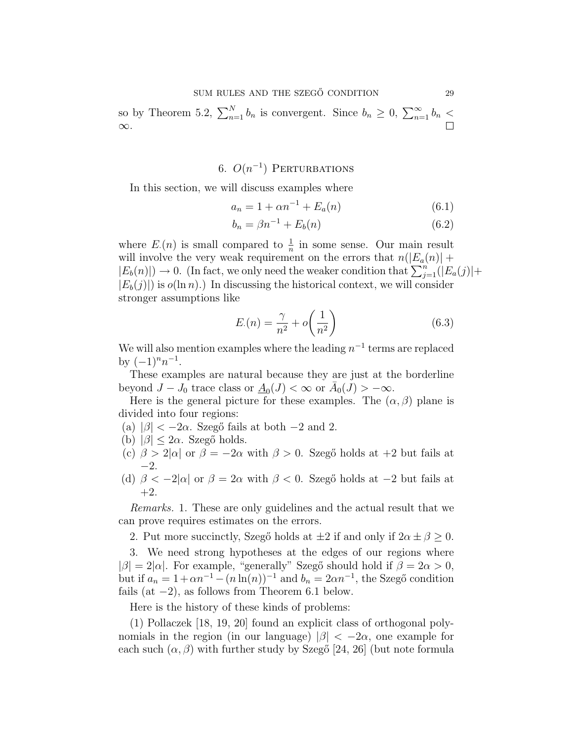so by Theorem 5.2, $\sum_{n=1}^N b_n$ is convergent. Since $b_n \geq 0$, $\sum_{n=1}^\infty b_n < \infty$. $\square$

## 6. $O(n^{-1})$ Perturbations

In this section, we will discuss examples where

$$a_n = 1 + \alpha n^{-1} + E_a(n) \tag{6.1}$$

$$b_n = \beta n^{-1} + E_b(n) \tag{6.2}$$

where $E_\cdot(n)$ is small compared to $\frac{1}{n}$ in some sense. Our main result will involve the very weak requirement on the errors that $n(|E_a(n)| + |E_b(n)|) \to 0$. (In fact, we only need the weaker condition that $\sum_{j=1}^n (|E_a(j)| + |E_b(j)|)$ is $o(\ln n)$.) In discussing the historical context, we will consider stronger assumptions like

$$E_\cdot(n) = \frac{\gamma}{n^2} + o\left(\frac{1}{n^2}\right) \tag{6.3}$$

We will also mention examples where the leading $n^{-1}$ terms are replaced by $(-1)^n n^{-1}$.

These examples are natural because they are just at the borderline beyond $J - J_0$ trace class or $\underline{A}_0(J) < \infty$ or $\bar{A}_0(J) > -\infty$.

Here is the general picture for these examples. The $(\alpha, \beta)$ plane is divided into four regions:

(a) $|\beta| < -2\alpha$. Szegő fails at both $-2$ and $2$.

(b) $|\beta| \leq 2\alpha$. Szegő holds.

(c) $\beta > 2|\alpha|$ or $\beta = -2\alpha$ with $\beta > 0$. Szegő holds at $+2$ but fails at $-2$.

(d) $\beta < -2|\alpha|$ or $\beta = 2\alpha$ with $\beta < 0$. Szegő holds at $-2$ but fails at $+2$.

*Remarks.* 1. These are only guidelines and the actual result that we can prove requires estimates on the errors.

2. Put more succinctly, Szegő holds at $\pm 2$ if and only if $2\alpha \pm \beta \geq 0$.

3. We need strong hypotheses at the edges of our regions where $|\beta| = 2|\alpha|$. For example, "generally" Szegő should hold if $\beta = 2\alpha > 0$, but if $a_n = 1 + \alpha n^{-1} - (n \ln(n))^{-1}$ and $b_n = 2\alpha n^{-1}$, the Szegő condition fails (at $-2$), as follows from Theorem 6.1 below.

Here is the history of these kinds of problems:

(1) Pollaczek [18, 19, 20] found an explicit class of orthogonal polynomials in the region (in our language) $|\beta| < -2\alpha$, one example for each such $(\alpha, \beta)$ with further study by Szegő [24, 26] (but note formula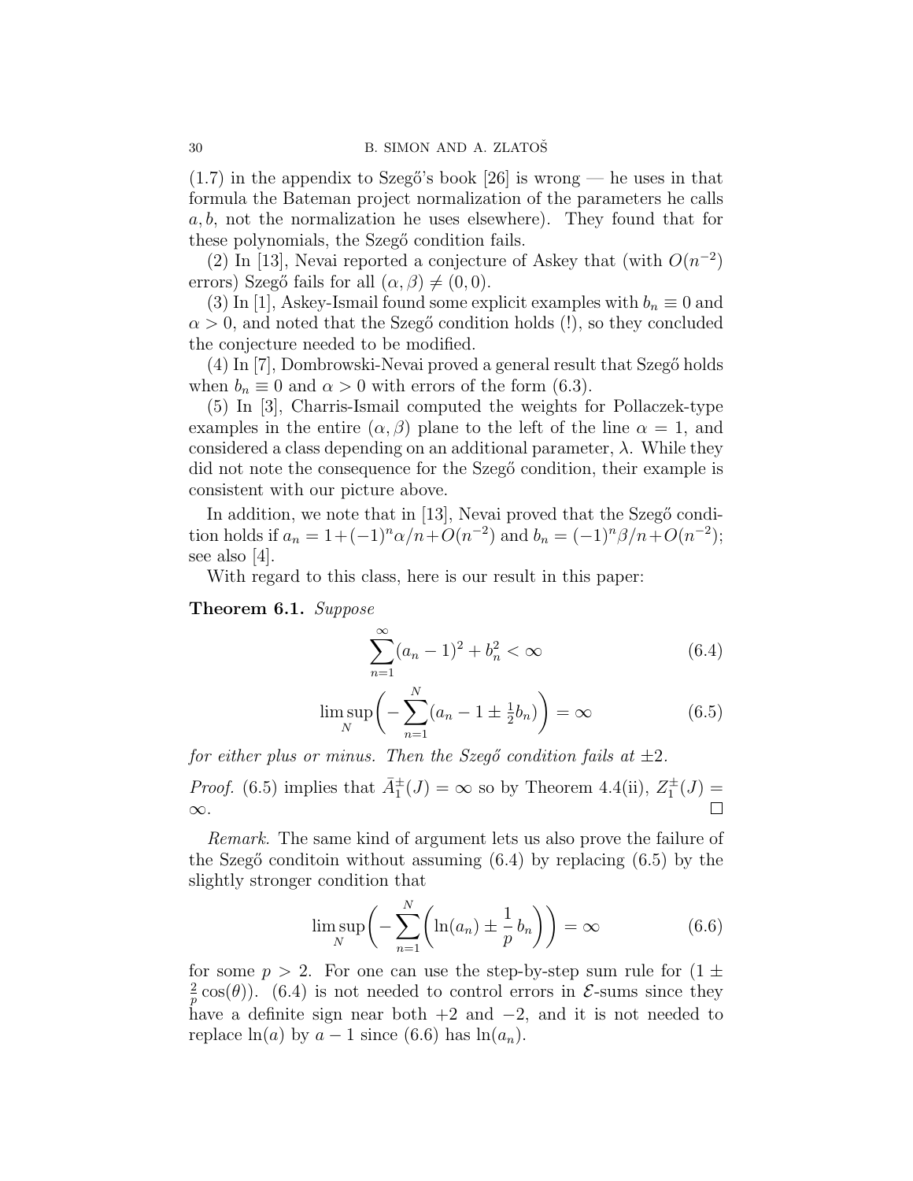(1.7) in the appendix to Szegő's book [26] is wrong — he uses in that formula the Bateman project normalization of the parameters he calls $a, b$, not the normalization he uses elsewhere). They found that for these polynomials, the Szegő condition fails.

(2) In [13], Nevai reported a conjecture of Askey that (with $O(n^{-2})$ errors) Szegő fails for all $(\alpha, \beta) \neq (0, 0)$.

(3) In [1], Askey-Ismail found some explicit examples with $b_n \equiv 0$ and $\alpha > 0$, and noted that the Szegő condition holds (!), so they concluded the conjecture needed to be modified.

(4) In [7], Dombrowski-Nevai proved a general result that Szegő holds when $b_n \equiv 0$ and $\alpha > 0$ with errors of the form (6.3).

(5) In [3], Charris-Ismail computed the weights for Pollaczek-type examples in the entire $(\alpha, \beta)$ plane to the left of the line $\alpha = 1$, and considered a class depending on an additional parameter, $\lambda$. While they did not note the consequence for the Szegő condition, their example is consistent with our picture above.

In addition, we note that in [13], Nevai proved that the Szegő condition holds if $a_n = 1 + (-1)^n \alpha/n + O(n^{-2})$ and $b_n = (-1)^n \beta/n + O(n^{-2})$; see also [4].

With regard to this class, here is our result in this paper:

**Theorem 6.1.** *Suppose*

$$\sum_{n=1}^{\infty} (a_n - 1)^2 + b_n^2 < \infty \tag{6.4}$$

$$\limsup_N \left( -\sum_{n=1}^{N} (a_n - 1 \pm \tfrac{1}{2} b_n) \right) = \infty \tag{6.5}$$

*for either plus or minus. Then the Szegő condition fails at $\pm 2$.*

*Proof.* (6.5) implies that $\bar{A}_1^{\pm}(J) = \infty$ so by Theorem 4.4(ii), $Z_1^{\pm}(J) = \infty$. □

*Remark.* The same kind of argument lets us also prove the failure of the Szegő conditoin without assuming (6.4) by replacing (6.5) by the slightly stronger condition that

$$\limsup_N \left( -\sum_{n=1}^{N} \left( \ln(a_n) \pm \frac{1}{p}\, b_n \right) \right) = \infty \tag{6.6}$$

for some $p > 2$. For one can use the step-by-step sum rule for $(1 \pm \frac{2}{p} \cos(\theta))$. (6.4) is not needed to control errors in $\mathcal{E}$-sums since they have a definite sign near both $+2$ and $-2$, and it is not needed to replace $\ln(a)$ by $a - 1$ since (6.6) has $\ln(a_n)$.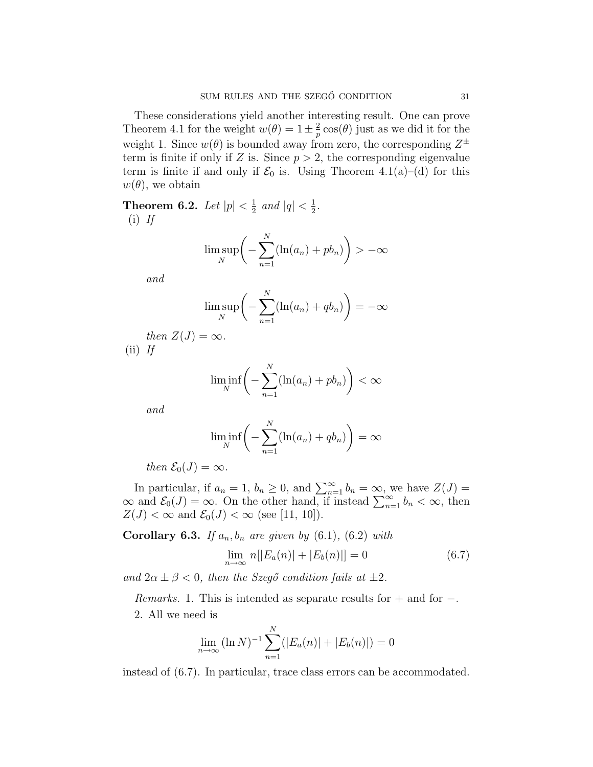These considerations yield another interesting result. One can prove Theorem 4.1 for the weight $w(\theta) = 1 \pm \frac{2}{p}\cos(\theta)$ just as we did it for the weight 1. Since $w(\theta)$ is bounded away from zero, the corresponding $Z^{\pm}$ term is finite if only if $Z$ is. Since $p > 2$, the corresponding eigenvalue term is finite if and only if $\mathcal{E}_0$ is. Using Theorem 4.1(a)–(d) for this $w(\theta)$, we obtain

**Theorem 6.2.** *Let $|p| < \frac{1}{2}$ and $|q| < \frac{1}{2}$.*

(i) *If*

$$\limsup_N \biggl( -\sum_{n=1}^N (\ln(a_n) + pb_n) \biggr) > -\infty$$

*and*

$$\limsup_N \biggl( -\sum_{n=1}^N (\ln(a_n) + qb_n) \biggr) = -\infty$$

*then $Z(J) = \infty$.*

(ii) *If*

$$\liminf_N \biggl( -\sum_{n=1}^N (\ln(a_n) + pb_n) \biggr) < \infty$$

*and*

$$\liminf_N \biggl( -\sum_{n=1}^N (\ln(a_n) + qb_n) \biggr) = \infty$$

*then $\mathcal{E}_0(J) = \infty$.*

In particular, if $a_n = 1$, $b_n \geq 0$, and $\sum_{n=1}^\infty b_n = \infty$, we have $Z(J) = \infty$ and $\mathcal{E}_0(J) = \infty$. On the other hand, if instead $\sum_{n=1}^\infty b_n < \infty$, then $Z(J) < \infty$ and $\mathcal{E}_0(J) < \infty$ (see [11, 10]).

**Corollary 6.3.** *If $a_n, b_n$ are given by (6.1), (6.2) with*

$$\lim_{n\to\infty} n[|E_a(n)| + |E_b(n)|] = 0 \tag{6.7}$$

*and $2\alpha \pm \beta < 0$, then the Szegő condition fails at $\pm 2$.*

*Remarks.* 1. This is intended as separate results for $+$ and for $-$.

2. All we need is

$$\lim_{n\to\infty} (\ln N)^{-1} \sum_{n=1}^N (|E_a(n)| + |E_b(n)|) = 0$$

instead of (6.7). In particular, trace class errors can be accommodated.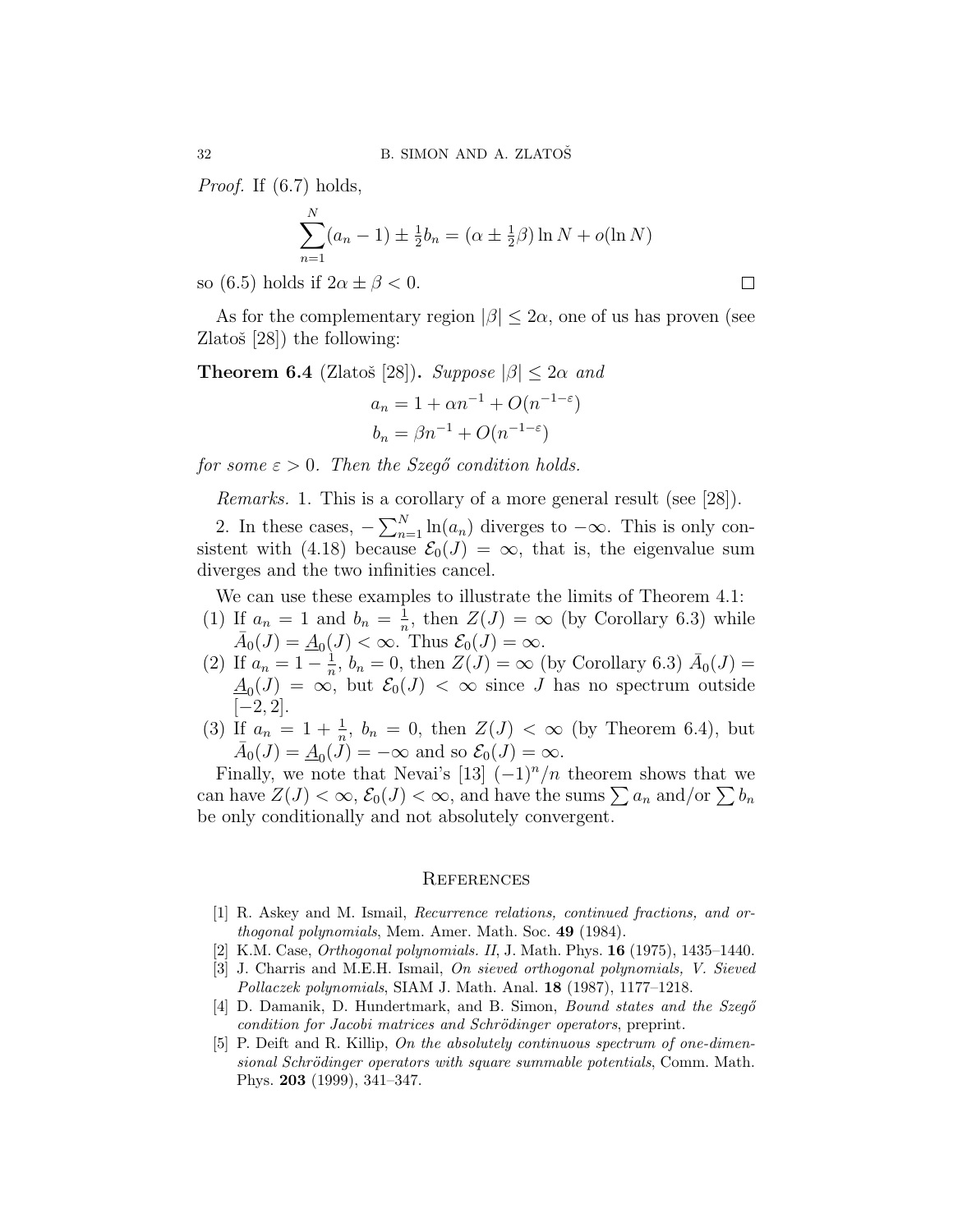*Proof.* If (6.7) holds,

$$\sum_{n=1}^{N} (a_n - 1) \pm \tfrac{1}{2} b_n = (\alpha \pm \tfrac{1}{2}\beta) \ln N + o(\ln N)$$

so (6.5) holds if $2\alpha \pm \beta < 0$. $\square$

As for the complementary region $|\beta| \leq 2\alpha$, one of us has proven (see Zlatoš [28]) the following:

**Theorem 6.4** (Zlatoš [28])**.** *Suppose $|\beta| \leq 2\alpha$ and*

$$a_n = 1 + \alpha n^{-1} + O(n^{-1-\varepsilon})$$
$$b_n = \beta n^{-1} + O(n^{-1-\varepsilon})$$

*for some $\varepsilon > 0$. Then the Szegő condition holds.*

*Remarks.* 1. This is a corollary of a more general result (see [28]).

2. In these cases, $-\sum_{n=1}^{N} \ln(a_n)$ diverges to $-\infty$. This is only consistent with (4.18) because $\mathcal{E}_0(J) = \infty$, that is, the eigenvalue sum diverges and the two infinities cancel.

We can use these examples to illustrate the limits of Theorem 4.1:

(1) If $a_n = 1$ and $b_n = \frac{1}{n}$, then $Z(J) = \infty$ (by Corollary 6.3) while $\bar{A}_0(J) = \underline{A}_0(J) < \infty$. Thus $\mathcal{E}_0(J) = \infty$.

(2) If $a_n = 1 - \frac{1}{n}$, $b_n = 0$, then $Z(J) = \infty$ (by Corollary 6.3) $\bar{A}_0(J) = \underline{A}_0(J) = \infty$, but $\mathcal{E}_0(J) < \infty$ since $J$ has no spectrum outside $[-2, 2]$.

(3) If $a_n = 1 + \frac{1}{n}$, $b_n = 0$, then $Z(J) < \infty$ (by Theorem 6.4), but $\bar{A}_0(J) = \underline{A}_0(J) = -\infty$ and so $\mathcal{E}_0(J) = \infty$.

Finally, we note that Nevai's [13] $(-1)^n/n$ theorem shows that we can have $Z(J) < \infty$, $\mathcal{E}_0(J) < \infty$, and have the sums $\sum a_n$ and/or $\sum b_n$ be only conditionally and not absolutely convergent.

## References

[1] R. Askey and M. Ismail, *Recurrence relations, continued fractions, and orthogonal polynomials*, Mem. Amer. Math. Soc. **49** (1984).

[2] K.M. Case, *Orthogonal polynomials. II*, J. Math. Phys. **16** (1975), 1435–1440.

[3] J. Charris and M.E.H. Ismail, *On sieved orthogonal polynomials, V. Sieved Pollaczek polynomials*, SIAM J. Math. Anal. **18** (1987), 1177–1218.

[4] D. Damanik, D. Hundertmark, and B. Simon, *Bound states and the Szegő condition for Jacobi matrices and Schrödinger operators*, preprint.

[5] P. Deift and R. Killip, *On the absolutely continuous spectrum of one-dimensional Schrödinger operators with square summable potentials*, Comm. Math. Phys. **203** (1999), 341–347.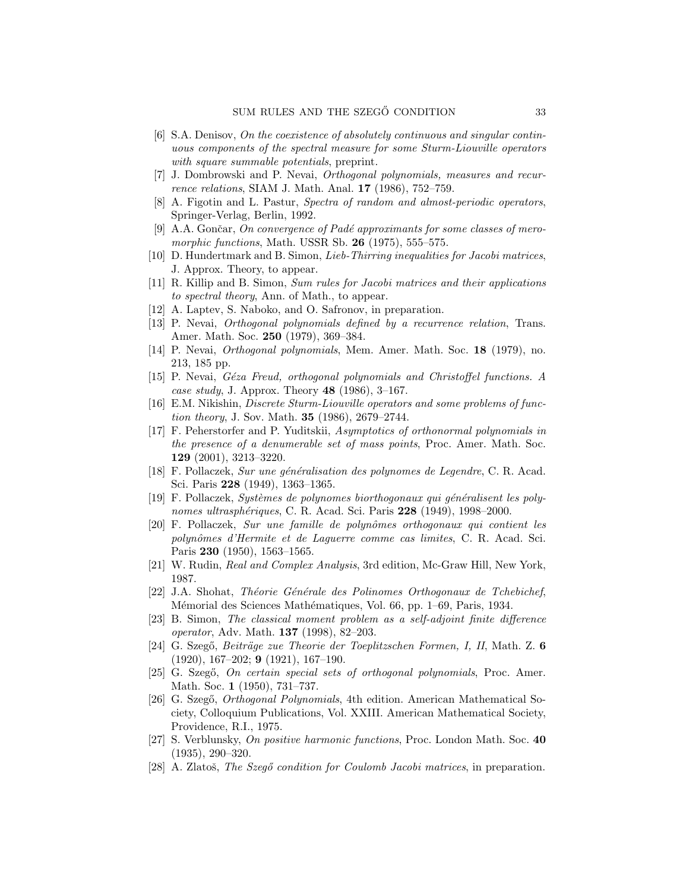[6] S.A. Denisov, *On the coexistence of absolutely continuous and singular continuous components of the spectral measure for some Sturm-Liouville operators with square summable potentials*, preprint.

[7] J. Dombrowski and P. Nevai, *Orthogonal polynomials, measures and recurrence relations*, SIAM J. Math. Anal. **17** (1986), 752–759.

[8] A. Figotin and L. Pastur, *Spectra of random and almost-periodic operators*, Springer-Verlag, Berlin, 1992.

[9] A.A. Gončar, *On convergence of Padé approximants for some classes of meromorphic functions*, Math. USSR Sb. **26** (1975), 555–575.

[10] D. Hundertmark and B. Simon, *Lieb-Thirring inequalities for Jacobi matrices*, J. Approx. Theory, to appear.

[11] R. Killip and B. Simon, *Sum rules for Jacobi matrices and their applications to spectral theory*, Ann. of Math., to appear.

[12] A. Laptev, S. Naboko, and O. Safronov, in preparation.

[13] P. Nevai, *Orthogonal polynomials defined by a recurrence relation*, Trans. Amer. Math. Soc. **250** (1979), 369–384.

[14] P. Nevai, *Orthogonal polynomials*, Mem. Amer. Math. Soc. **18** (1979), no. 213, 185 pp.

[15] P. Nevai, *Géza Freud, orthogonal polynomials and Christoffel functions. A case study*, J. Approx. Theory **48** (1986), 3–167.

[16] E.M. Nikishin, *Discrete Sturm-Liouville operators and some problems of function theory*, J. Sov. Math. **35** (1986), 2679–2744.

[17] F. Peherstorfer and P. Yuditskii, *Asymptotics of orthonormal polynomials in the presence of a denumerable set of mass points*, Proc. Amer. Math. Soc. **129** (2001), 3213–3220.

[18] F. Pollaczek, *Sur une généralisation des polynomes de Legendre*, C. R. Acad. Sci. Paris **228** (1949), 1363–1365.

[19] F. Pollaczek, *Systèmes de polynomes biorthogonaux qui généralisent les polynomes ultrasphériques*, C. R. Acad. Sci. Paris **228** (1949), 1998–2000.

[20] F. Pollaczek, *Sur une famille de polynômes orthogonaux qui contient les polynômes d'Hermite et de Laguerre comme cas limites*, C. R. Acad. Sci. Paris **230** (1950), 1563–1565.

[21] W. Rudin, *Real and Complex Analysis*, 3rd edition, Mc-Graw Hill, New York, 1987.

[22] J.A. Shohat, *Théorie Générale des Polinomes Orthogonaux de Tchebichef*, Mémorial des Sciences Mathématiques, Vol. 66, pp. 1–69, Paris, 1934.

[23] B. Simon, *The classical moment problem as a self-adjoint finite difference operator*, Adv. Math. **137** (1998), 82–203.

[24] G. Szegő, *Beiträge zue Theorie der Toeplitzschen Formen, I, II*, Math. Z. **6** (1920), 167–202; **9** (1921), 167–190.

[25] G. Szegő, *On certain special sets of orthogonal polynomials*, Proc. Amer. Math. Soc. **1** (1950), 731–737.

[26] G. Szegő, *Orthogonal Polynomials*, 4th edition. American Mathematical Society, Colloquium Publications, Vol. XXIII. American Mathematical Society, Providence, R.I., 1975.

[27] S. Verblunsky, *On positive harmonic functions*, Proc. London Math. Soc. **40** (1935), 290–320.

[28] A. Zlatoš, *The Szegő condition for Coulomb Jacobi matrices*, in preparation.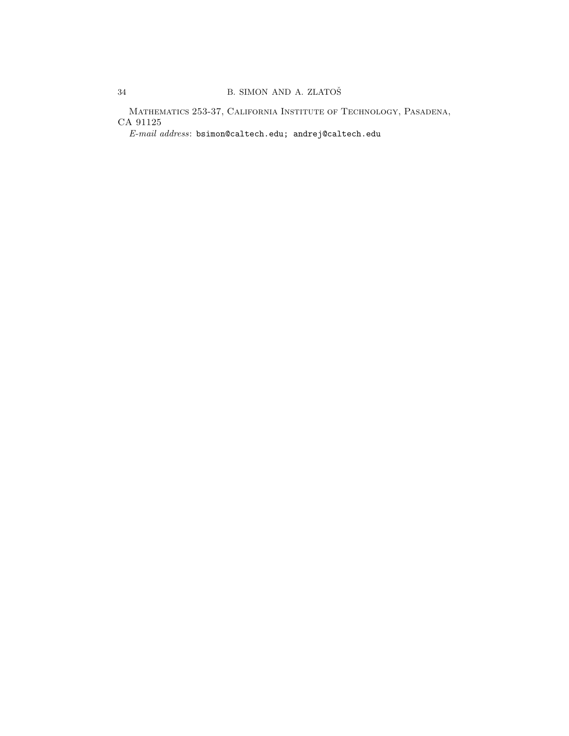Mathematics 253-37, California Institute of Technology, Pasadena, CA 91125

*E-mail address*: bsimon@caltech.edu; andrej@caltech.edu